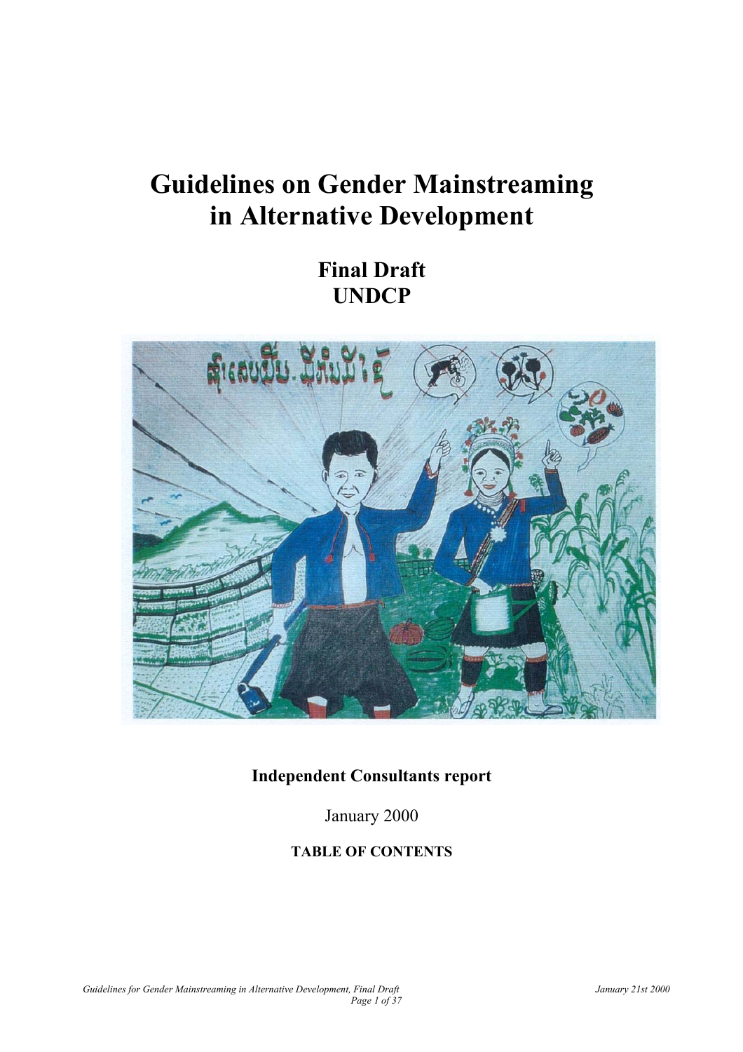# Guidelines on Gender Mainstreaming in Alternative Development

## Final Draft
## UNDCP

**Independent Consultants report**

January 2000

**TABLE OF CONTENTS**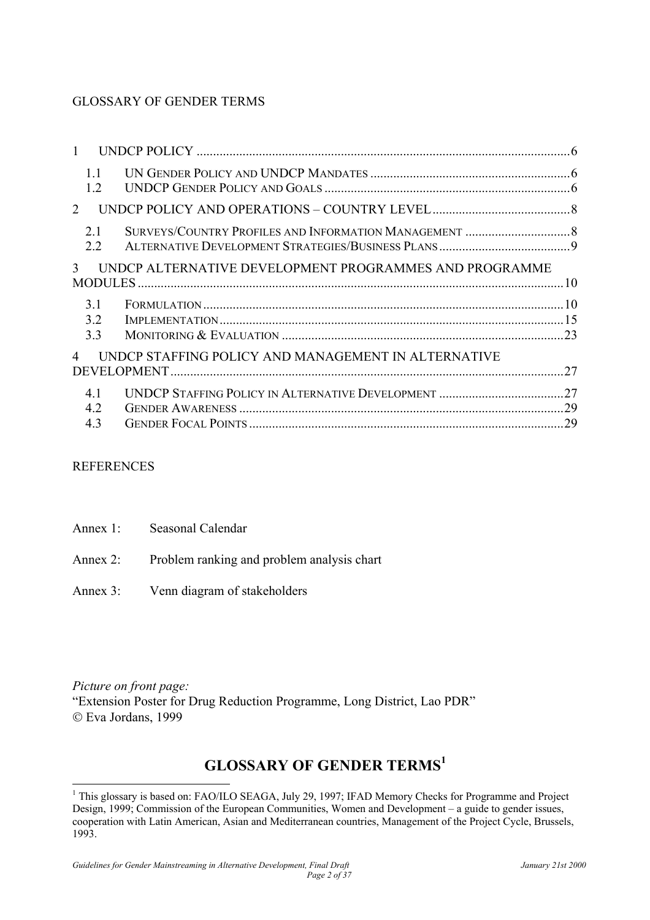GLOSSARY OF GENDER TERMS

1 UNDCP POLICY ..... 6
- 1.1 UN GENDER POLICY AND UNDCP MANDATES ..... 6
- 1.2 UNDCP GENDER POLICY AND GOALS ..... 6

2 UNDCP POLICY AND OPERATIONS – COUNTRY LEVEL ..... 8
- 2.1 SURVEYS/COUNTRY PROFILES AND INFORMATION MANAGEMENT ..... 8
- 2.2 ALTERNATIVE DEVELOPMENT STRATEGIES/BUSINESS PLANS ..... 9

3 UNDCP ALTERNATIVE DEVELOPMENT PROGRAMMES AND PROGRAMME MODULES ..... 10
- 3.1 FORMULATION ..... 10
- 3.2 IMPLEMENTATION ..... 15
- 3.3 MONITORING & EVALUATION ..... 23

4 UNDCP STAFFING POLICY AND MANAGEMENT IN ALTERNATIVE DEVELOPMENT ..... 27
- 4.1 UNDCP STAFFING POLICY IN ALTERNATIVE DEVELOPMENT ..... 27
- 4.2 GENDER AWARENESS ..... 29
- 4.3 GENDER FOCAL POINTS ..... 29

REFERENCES

Annex 1: Seasonal Calendar

Annex 2: Problem ranking and problem analysis chart

Annex 3: Venn diagram of stakeholders

*Picture on front page:*
"Extension Poster for Drug Reduction Programme, Long District, Lao PDR"
© Eva Jordans, 1999

## GLOSSARY OF GENDER TERMS[1]

[1] This glossary is based on: FAO/ILO SEAGA, July 29, 1997; IFAD Memory Checks for Programme and Project Design, 1999; Commission of the European Communities, Women and Development – a guide to gender issues, cooperation with Latin American, Asian and Mediterranean countries, Management of the Project Cycle, Brussels, 1993.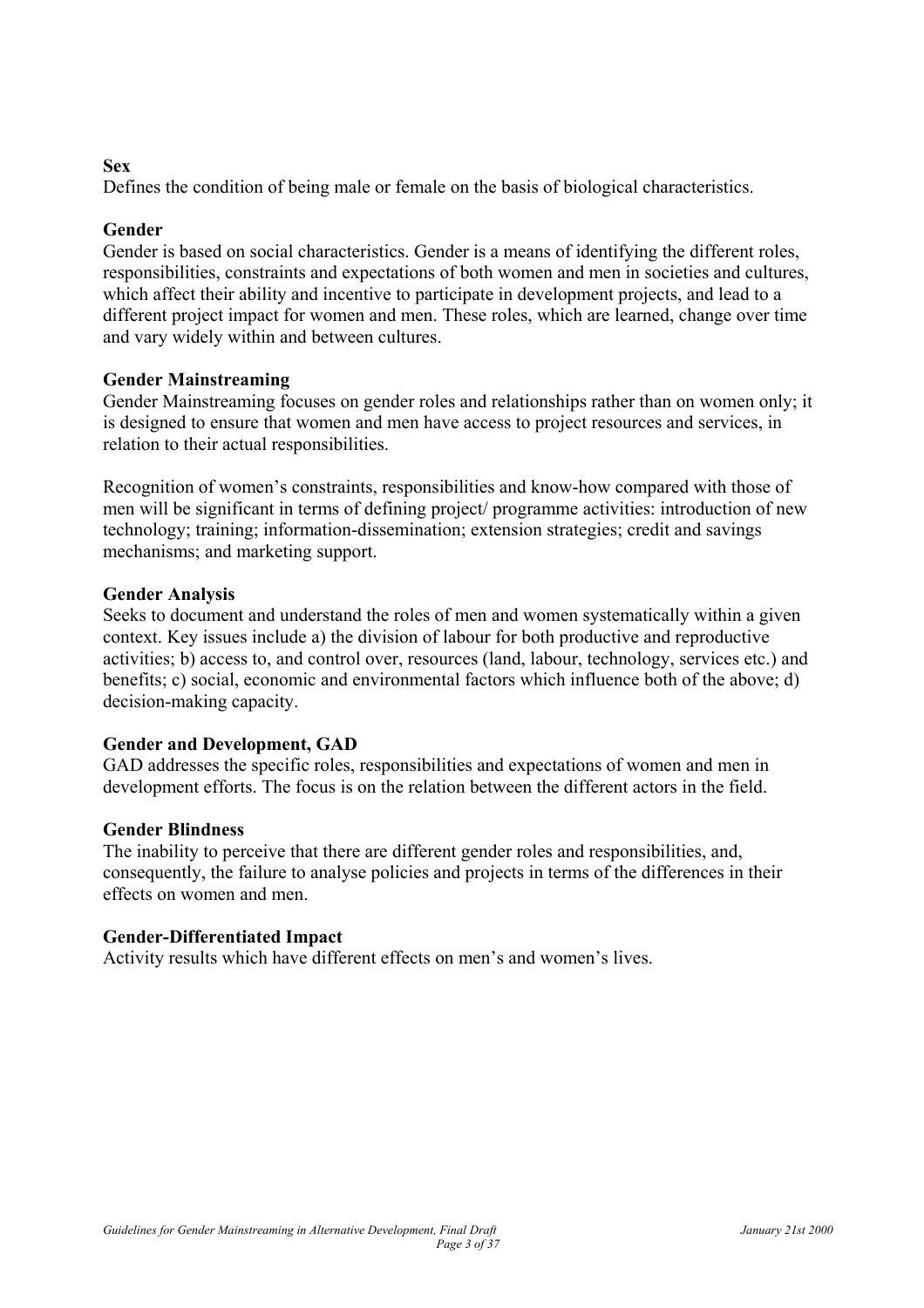**Sex**
Defines the condition of being male or female on the basis of biological characteristics.

**Gender**
Gender is based on social characteristics. Gender is a means of identifying the different roles, responsibilities, constraints and expectations of both women and men in societies and cultures, which affect their ability and incentive to participate in development projects, and lead to a different project impact for women and men. These roles, which are learned, change over time and vary widely within and between cultures.

**Gender Mainstreaming**
Gender Mainstreaming focuses on gender roles and relationships rather than on women only; it is designed to ensure that women and men have access to project resources and services, in relation to their actual responsibilities.

Recognition of women's constraints, responsibilities and know-how compared with those of men will be significant in terms of defining project/ programme activities: introduction of new technology; training; information-dissemination; extension strategies; credit and savings mechanisms; and marketing support.

**Gender Analysis**
Seeks to document and understand the roles of men and women systematically within a given context. Key issues include a) the division of labour for both productive and reproductive activities; b) access to, and control over, resources (land, labour, technology, services etc.) and benefits; c) social, economic and environmental factors which influence both of the above; d) decision-making capacity.

**Gender and Development, GAD**
GAD addresses the specific roles, responsibilities and expectations of women and men in development efforts. The focus is on the relation between the different actors in the field.

**Gender Blindness**
The inability to perceive that there are different gender roles and responsibilities, and, consequently, the failure to analyse policies and projects in terms of the differences in their effects on women and men.

**Gender-Differentiated Impact**
Activity results which have different effects on men's and women's lives.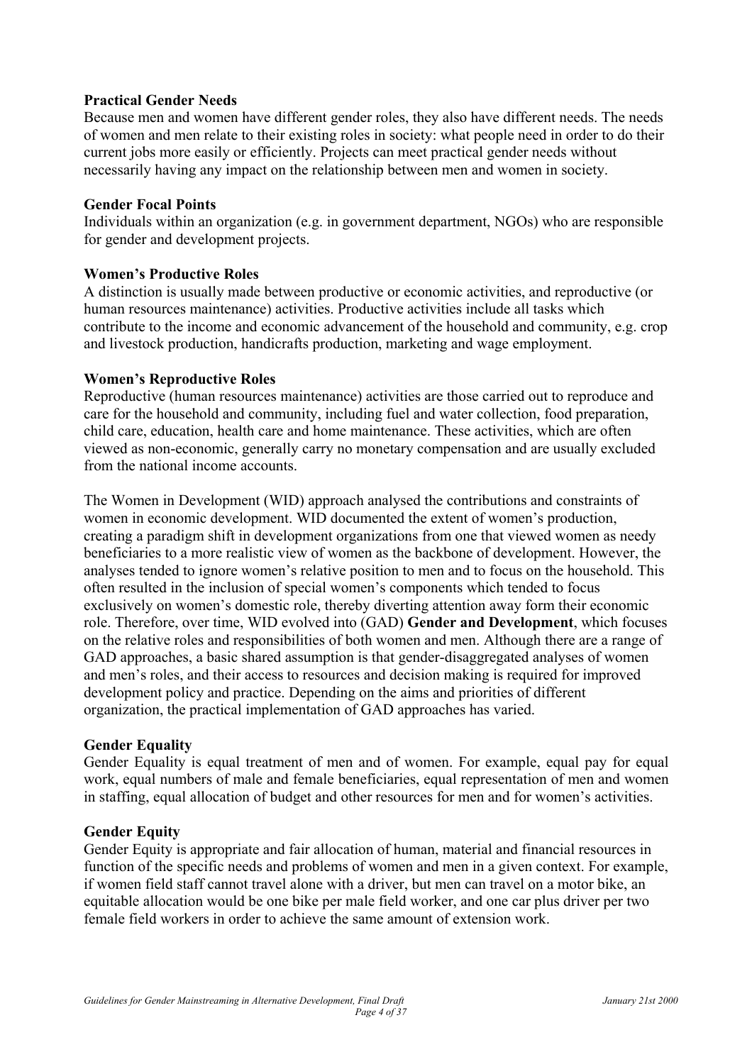**Practical Gender Needs**

Because men and women have different gender roles, they also have different needs. The needs of women and men relate to their existing roles in society: what people need in order to do their current jobs more easily or efficiently. Projects can meet practical gender needs without necessarily having any impact on the relationship between men and women in society.

**Gender Focal Points**

Individuals within an organization (e.g. in government department, NGOs) who are responsible for gender and development projects.

**Women's Productive Roles**

A distinction is usually made between productive or economic activities, and reproductive (or human resources maintenance) activities. Productive activities include all tasks which contribute to the income and economic advancement of the household and community, e.g. crop and livestock production, handicrafts production, marketing and wage employment.

**Women's Reproductive Roles**

Reproductive (human resources maintenance) activities are those carried out to reproduce and care for the household and community, including fuel and water collection, food preparation, child care, education, health care and home maintenance. These activities, which are often viewed as non-economic, generally carry no monetary compensation and are usually excluded from the national income accounts.

The Women in Development (WID) approach analysed the contributions and constraints of women in economic development. WID documented the extent of women's production, creating a paradigm shift in development organizations from one that viewed women as needy beneficiaries to a more realistic view of women as the backbone of development. However, the analyses tended to ignore women's relative position to men and to focus on the household. This often resulted in the inclusion of special women's components which tended to focus exclusively on women's domestic role, thereby diverting attention away form their economic role. Therefore, over time, WID evolved into (GAD) **Gender and Development**, which focuses on the relative roles and responsibilities of both women and men. Although there are a range of GAD approaches, a basic shared assumption is that gender-disaggregated analyses of women and men's roles, and their access to resources and decision making is required for improved development policy and practice. Depending on the aims and priorities of different organization, the practical implementation of GAD approaches has varied.

**Gender Equality**

Gender Equality is equal treatment of men and of women. For example, equal pay for equal work, equal numbers of male and female beneficiaries, equal representation of men and women in staffing, equal allocation of budget and other resources for men and for women's activities.

**Gender Equity**

Gender Equity is appropriate and fair allocation of human, material and financial resources in function of the specific needs and problems of women and men in a given context. For example, if women field staff cannot travel alone with a driver, but men can travel on a motor bike, an equitable allocation would be one bike per male field worker, and one car plus driver per two female field workers in order to achieve the same amount of extension work.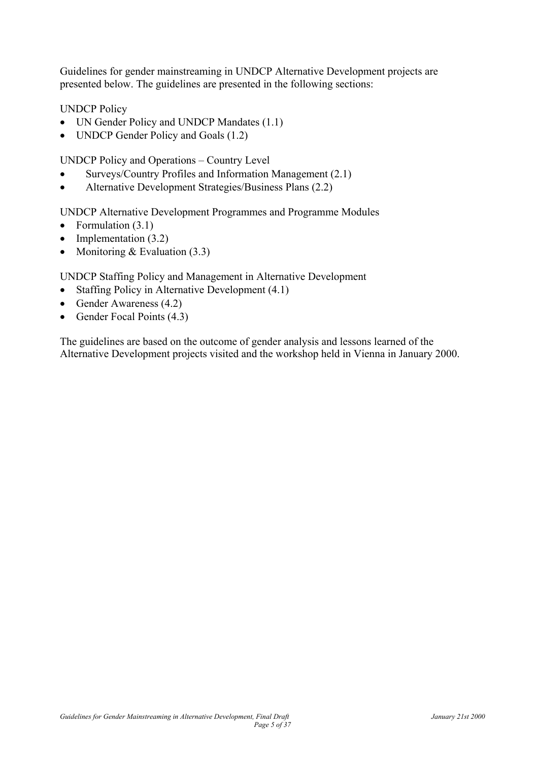Guidelines for gender mainstreaming in UNDCP Alternative Development projects are presented below. The guidelines are presented in the following sections:

UNDCP Policy

- UN Gender Policy and UNDCP Mandates (1.1)
- UNDCP Gender Policy and Goals (1.2)

UNDCP Policy and Operations – Country Level

- Surveys/Country Profiles and Information Management (2.1)
- Alternative Development Strategies/Business Plans (2.2)

UNDCP Alternative Development Programmes and Programme Modules

- Formulation (3.1)
- Implementation (3.2)
- Monitoring & Evaluation (3.3)

UNDCP Staffing Policy and Management in Alternative Development

- Staffing Policy in Alternative Development (4.1)
- Gender Awareness (4.2)
- Gender Focal Points (4.3)

The guidelines are based on the outcome of gender analysis and lessons learned of the Alternative Development projects visited and the workshop held in Vienna in January 2000.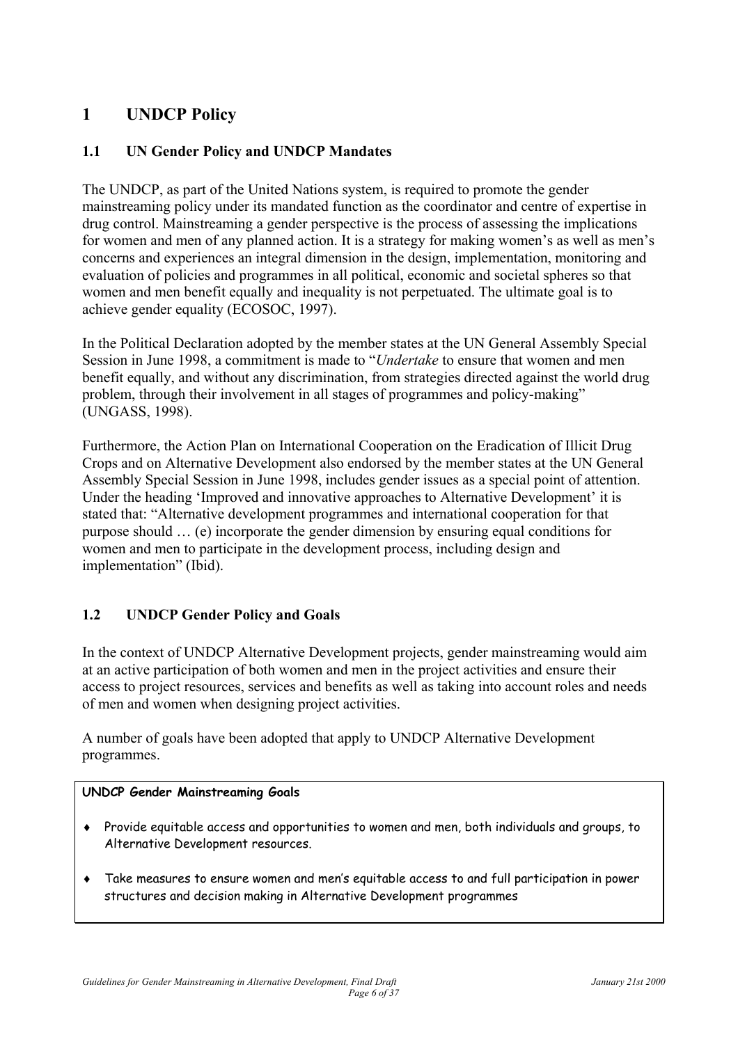# 1 UNDCP Policy

## 1.1 UN Gender Policy and UNDCP Mandates

The UNDCP, as part of the United Nations system, is required to promote the gender mainstreaming policy under its mandated function as the coordinator and centre of expertise in drug control. Mainstreaming a gender perspective is the process of assessing the implications for women and men of any planned action. It is a strategy for making women's as well as men's concerns and experiences an integral dimension in the design, implementation, monitoring and evaluation of policies and programmes in all political, economic and societal spheres so that women and men benefit equally and inequality is not perpetuated. The ultimate goal is to achieve gender equality (ECOSOC, 1997).

In the Political Declaration adopted by the member states at the UN General Assembly Special Session in June 1998, a commitment is made to "*Undertake* to ensure that women and men benefit equally, and without any discrimination, from strategies directed against the world drug problem, through their involvement in all stages of programmes and policy-making" (UNGASS, 1998).

Furthermore, the Action Plan on International Cooperation on the Eradication of Illicit Drug Crops and on Alternative Development also endorsed by the member states at the UN General Assembly Special Session in June 1998, includes gender issues as a special point of attention. Under the heading 'Improved and innovative approaches to Alternative Development' it is stated that: "Alternative development programmes and international cooperation for that purpose should … (e) incorporate the gender dimension by ensuring equal conditions for women and men to participate in the development process, including design and implementation" (Ibid).

## 1.2 UNDCP Gender Policy and Goals

In the context of UNDCP Alternative Development projects, gender mainstreaming would aim at an active participation of both women and men in the project activities and ensure their access to project resources, services and benefits as well as taking into account roles and needs of men and women when designing project activities.

A number of goals have been adopted that apply to UNDCP Alternative Development programmes.

**UNDCP Gender Mainstreaming Goals**

- Provide equitable access and opportunities to women and men, both individuals and groups, to Alternative Development resources.
- Take measures to ensure women and men's equitable access to and full participation in power structures and decision making in Alternative Development programmes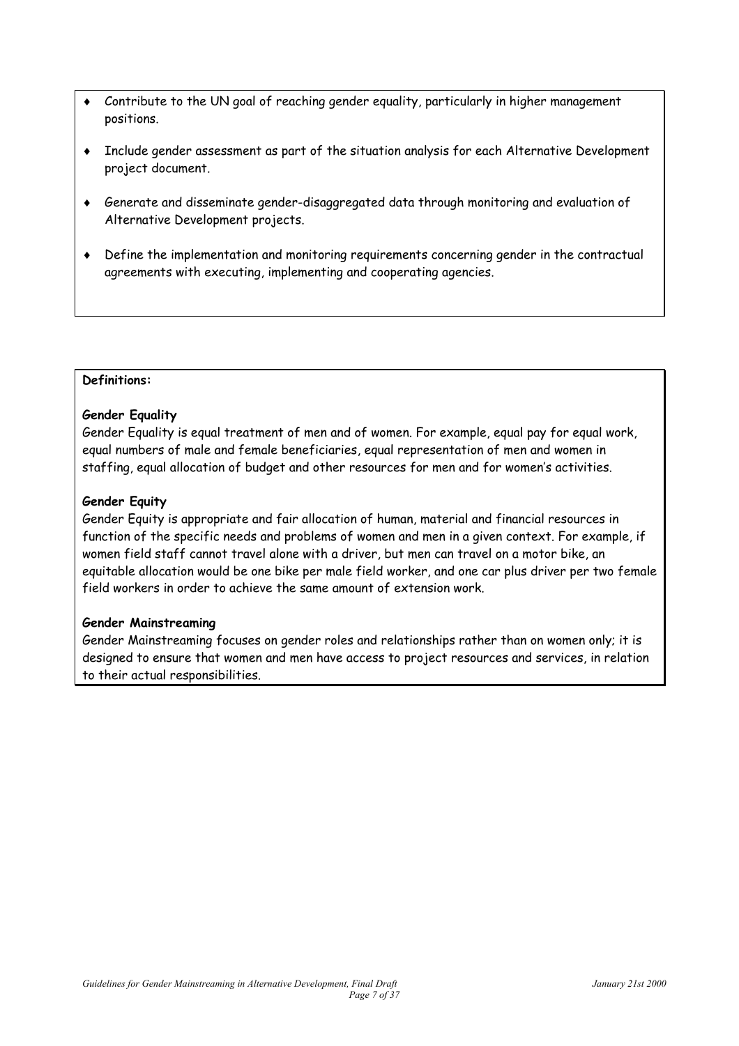- Contribute to the UN goal of reaching gender equality, particularly in higher management positions.
- Include gender assessment as part of the situation analysis for each Alternative Development project document.
- Generate and disseminate gender-disaggregated data through monitoring and evaluation of Alternative Development projects.
- Define the implementation and monitoring requirements concerning gender in the contractual agreements with executing, implementing and cooperating agencies.

**Definitions:**

**Gender Equality**
Gender Equality is equal treatment of men and of women. For example, equal pay for equal work, equal numbers of male and female beneficiaries, equal representation of men and women in staffing, equal allocation of budget and other resources for men and for women's activities.

**Gender Equity**
Gender Equity is appropriate and fair allocation of human, material and financial resources in function of the specific needs and problems of women and men in a given context. For example, if women field staff cannot travel alone with a driver, but men can travel on a motor bike, an equitable allocation would be one bike per male field worker, and one car plus driver per two female field workers in order to achieve the same amount of extension work.

**Gender Mainstreaming**
Gender Mainstreaming focuses on gender roles and relationships rather than on women only; it is designed to ensure that women and men have access to project resources and services, in relation to their actual responsibilities.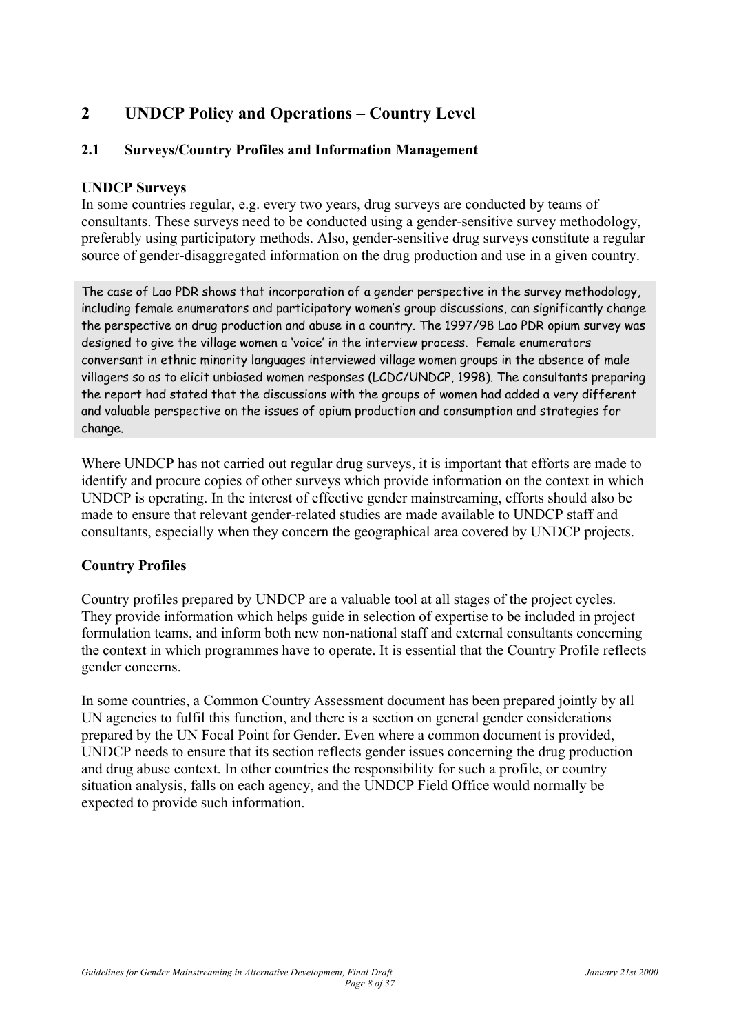# 2 UNDCP Policy and Operations – Country Level

## 2.1 Surveys/Country Profiles and Information Management

**UNDCP Surveys**

In some countries regular, e.g. every two years, drug surveys are conducted by teams of consultants. These surveys need to be conducted using a gender-sensitive survey methodology, preferably using participatory methods. Also, gender-sensitive drug surveys constitute a regular source of gender-disaggregated information on the drug production and use in a given country.

> The case of Lao PDR shows that incorporation of a gender perspective in the survey methodology, including female enumerators and participatory women's group discussions, can significantly change the perspective on drug production and abuse in a country. The 1997/98 Lao PDR opium survey was designed to give the village women a 'voice' in the interview process. Female enumerators conversant in ethnic minority languages interviewed village women groups in the absence of male villagers so as to elicit unbiased women responses (LCDC/UNDCP, 1998). The consultants preparing the report had stated that the discussions with the groups of women had added a very different and valuable perspective on the issues of opium production and consumption and strategies for change.

Where UNDCP has not carried out regular drug surveys, it is important that efforts are made to identify and procure copies of other surveys which provide information on the context in which UNDCP is operating. In the interest of effective gender mainstreaming, efforts should also be made to ensure that relevant gender-related studies are made available to UNDCP staff and consultants, especially when they concern the geographical area covered by UNDCP projects.

**Country Profiles**

Country profiles prepared by UNDCP are a valuable tool at all stages of the project cycles. They provide information which helps guide in selection of expertise to be included in project formulation teams, and inform both new non-national staff and external consultants concerning the context in which programmes have to operate. It is essential that the Country Profile reflects gender concerns.

In some countries, a Common Country Assessment document has been prepared jointly by all UN agencies to fulfil this function, and there is a section on general gender considerations prepared by the UN Focal Point for Gender. Even where a common document is provided, UNDCP needs to ensure that its section reflects gender issues concerning the drug production and drug abuse context. In other countries the responsibility for such a profile, or country situation analysis, falls on each agency, and the UNDCP Field Office would normally be expected to provide such information.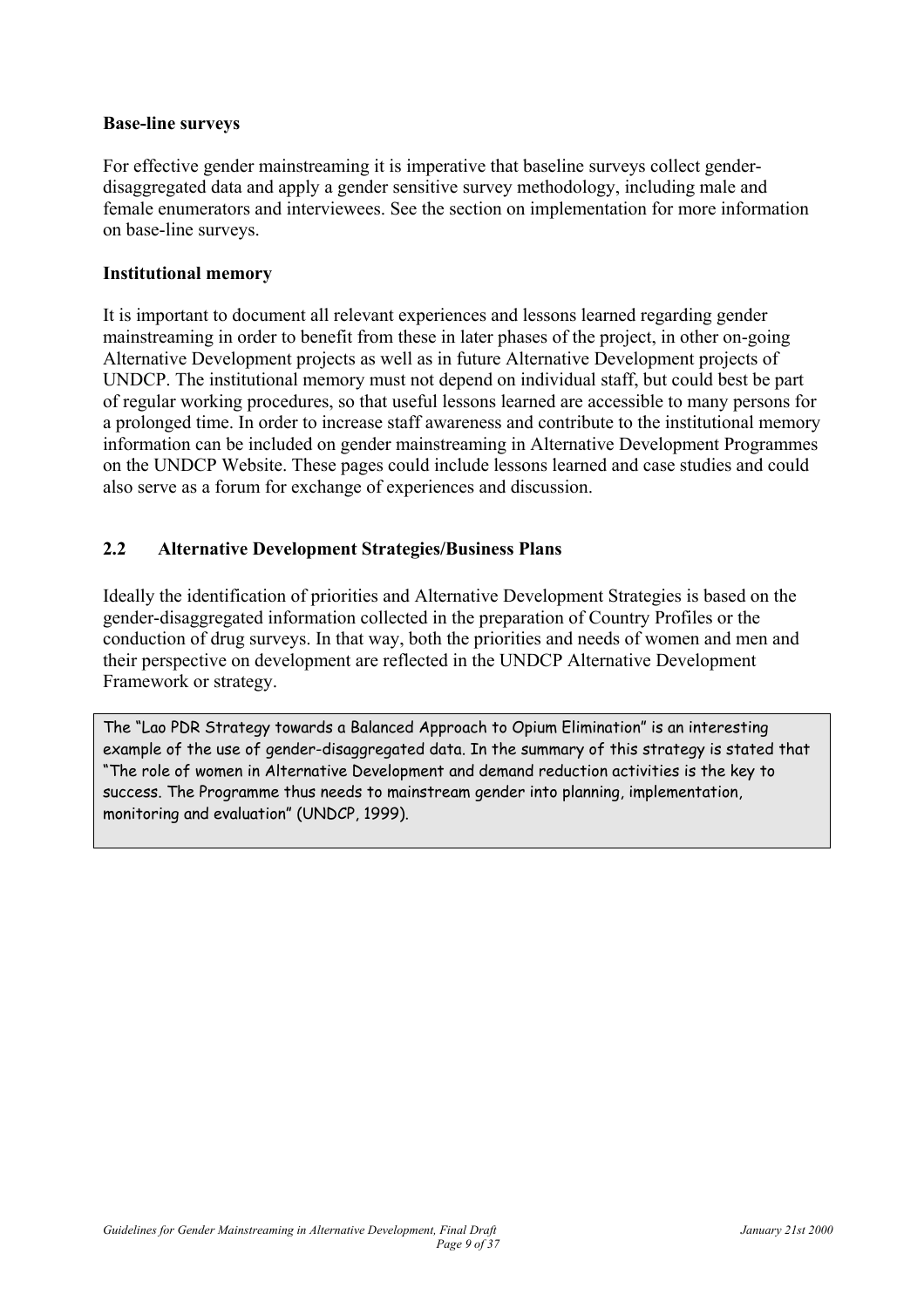**Base-line surveys**

For effective gender mainstreaming it is imperative that baseline surveys collect gender-disaggregated data and apply a gender sensitive survey methodology, including male and female enumerators and interviewees. See the section on implementation for more information on base-line surveys.

**Institutional memory**

It is important to document all relevant experiences and lessons learned regarding gender mainstreaming in order to benefit from these in later phases of the project, in other on-going Alternative Development projects as well as in future Alternative Development projects of UNDCP. The institutional memory must not depend on individual staff, but could best be part of regular working procedures, so that useful lessons learned are accessible to many persons for a prolonged time. In order to increase staff awareness and contribute to the institutional memory information can be included on gender mainstreaming in Alternative Development Programmes on the UNDCP Website. These pages could include lessons learned and case studies and could also serve as a forum for exchange of experiences and discussion.

## 2.2 Alternative Development Strategies/Business Plans

Ideally the identification of priorities and Alternative Development Strategies is based on the gender-disaggregated information collected in the preparation of Country Profiles or the conduction of drug surveys. In that way, both the priorities and needs of women and men and their perspective on development are reflected in the UNDCP Alternative Development Framework or strategy.

> The "Lao PDR Strategy towards a Balanced Approach to Opium Elimination" is an interesting example of the use of gender-disaggregated data. In the summary of this strategy is stated that "The role of women in Alternative Development and demand reduction activities is the key to success. The Programme thus needs to mainstream gender into planning, implementation, monitoring and evaluation" (UNDCP, 1999).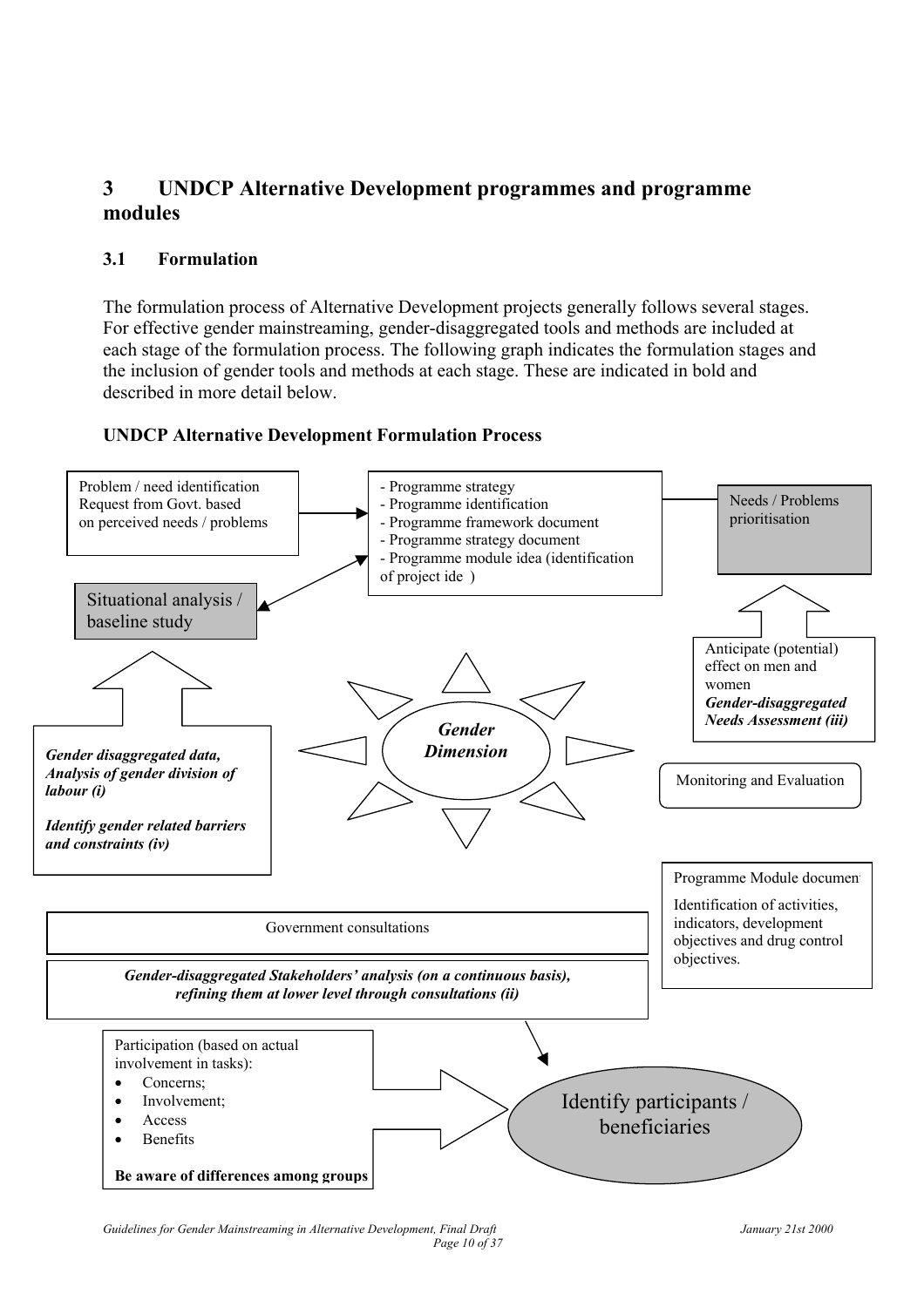## 3 UNDCP Alternative Development programmes and programme modules

### 3.1 Formulation

The formulation process of Alternative Development projects generally follows several stages. For effective gender mainstreaming, gender-disaggregated tools and methods are included at each stage of the formulation process. The following graph indicates the formulation stages and the inclusion of gender tools and methods at each stage. These are indicated in bold and described in more detail below.

**UNDCP Alternative Development Formulation Process**

Problem / need identification Request from Govt. based on perceived needs / problems

- Programme strategy
- Programme identification
- Programme framework document
- Programme strategy document
- Programme module idea (identification of project ide )

Needs / Problems prioritisation

Situational analysis / baseline study

Anticipate (potential) effect on men and women
***Gender-disaggregated Needs Assessment (iii)***

***Gender Dimension***

***Gender disaggregated data, Analysis of gender division of labour (i)***

***Identify gender related barriers and constraints (iv)***

Monitoring and Evaluation

Programme Module documen

Identification of activities, indicators, development objectives and drug control objectives.

Government consultations

***Gender-disaggregated Stakeholders' analysis (on a continuous basis), refining them at lower level through consultations (ii)***

Participation (based on actual involvement in tasks):

- Concerns;
- Involvement;
- Access
- Benefits

**Be aware of differences among groups**

Identify participants / beneficiaries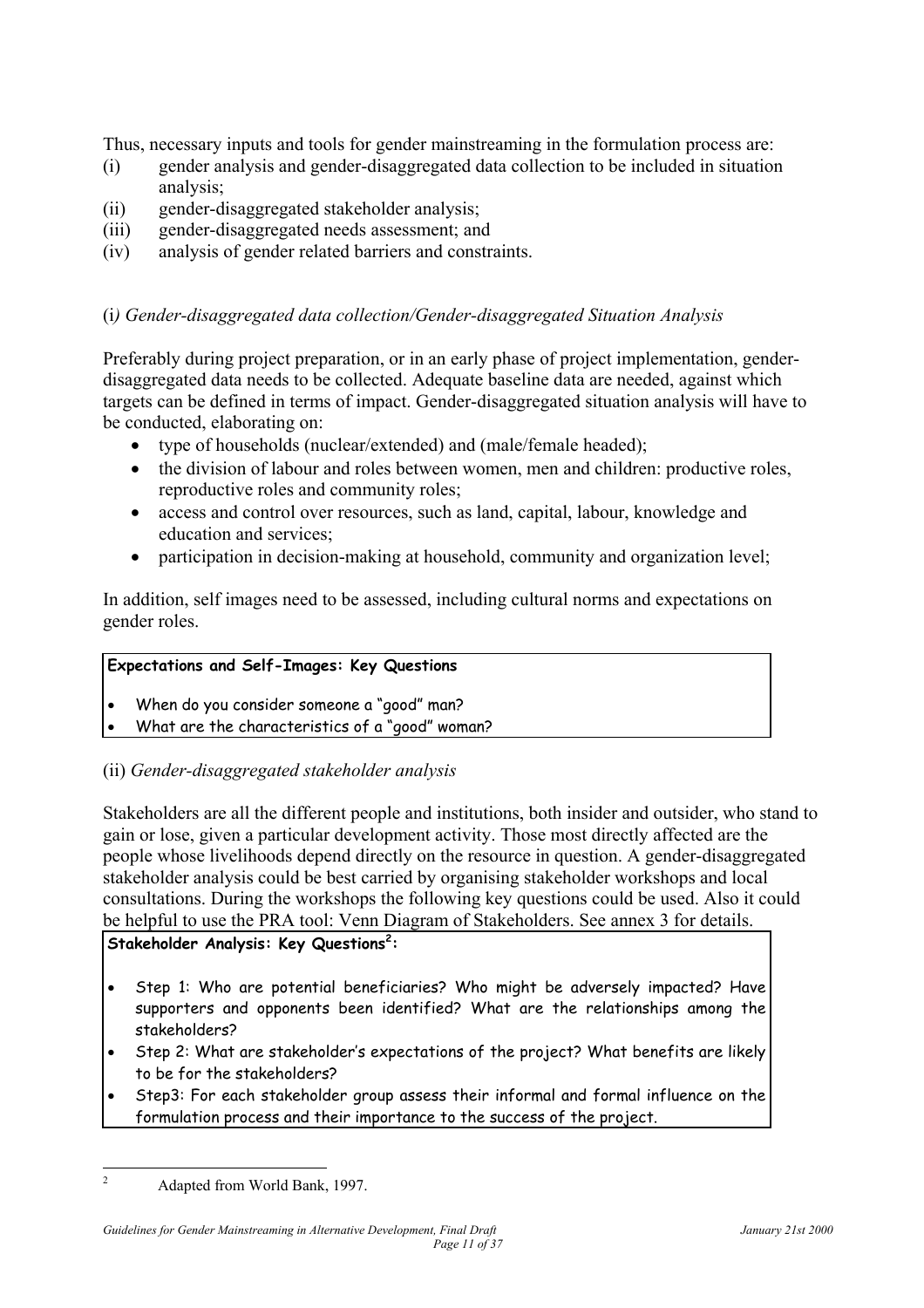Thus, necessary inputs and tools for gender mainstreaming in the formulation process are:

(i) gender analysis and gender-disaggregated data collection to be included in situation analysis;
(ii) gender-disaggregated stakeholder analysis;
(iii) gender-disaggregated needs assessment; and
(iv) analysis of gender related barriers and constraints.

(i*) Gender-disaggregated data collection/Gender-disaggregated Situation Analysis*

Preferably during project preparation, or in an early phase of project implementation, gender-disaggregated data needs to be collected. Adequate baseline data are needed, against which targets can be defined in terms of impact. Gender-disaggregated situation analysis will have to be conducted, elaborating on:

- type of households (nuclear/extended) and (male/female headed);
- the division of labour and roles between women, men and children: productive roles, reproductive roles and community roles;
- access and control over resources, such as land, capital, labour, knowledge and education and services;
- participation in decision-making at household, community and organization level;

In addition, self images need to be assessed, including cultural norms and expectations on gender roles.

> **Expectations and Self-Images: Key Questions**
>
> - When do you consider someone a "good" man?
> - What are the characteristics of a "good" woman?

(ii) *Gender-disaggregated stakeholder analysis*

Stakeholders are all the different people and institutions, both insider and outsider, who stand to gain or lose, given a particular development activity. Those most directly affected are the people whose livelihoods depend directly on the resource in question. A gender-disaggregated stakeholder analysis could be best carried by organising stakeholder workshops and local consultations. During the workshops the following key questions could be used. Also it could be helpful to use the PRA tool: Venn Diagram of Stakeholders. See annex 3 for details.

> **Stakeholder Analysis: Key Questions[2]:**
>
> - Step 1: Who are potential beneficiaries? Who might be adversely impacted? Have supporters and opponents been identified? What are the relationships among the stakeholders?
> - Step 2: What are stakeholder's expectations of the project? What benefits are likely to be for the stakeholders?
> - Step3: For each stakeholder group assess their informal and formal influence on the formulation process and their importance to the success of the project.

[2] Adapted from World Bank, 1997.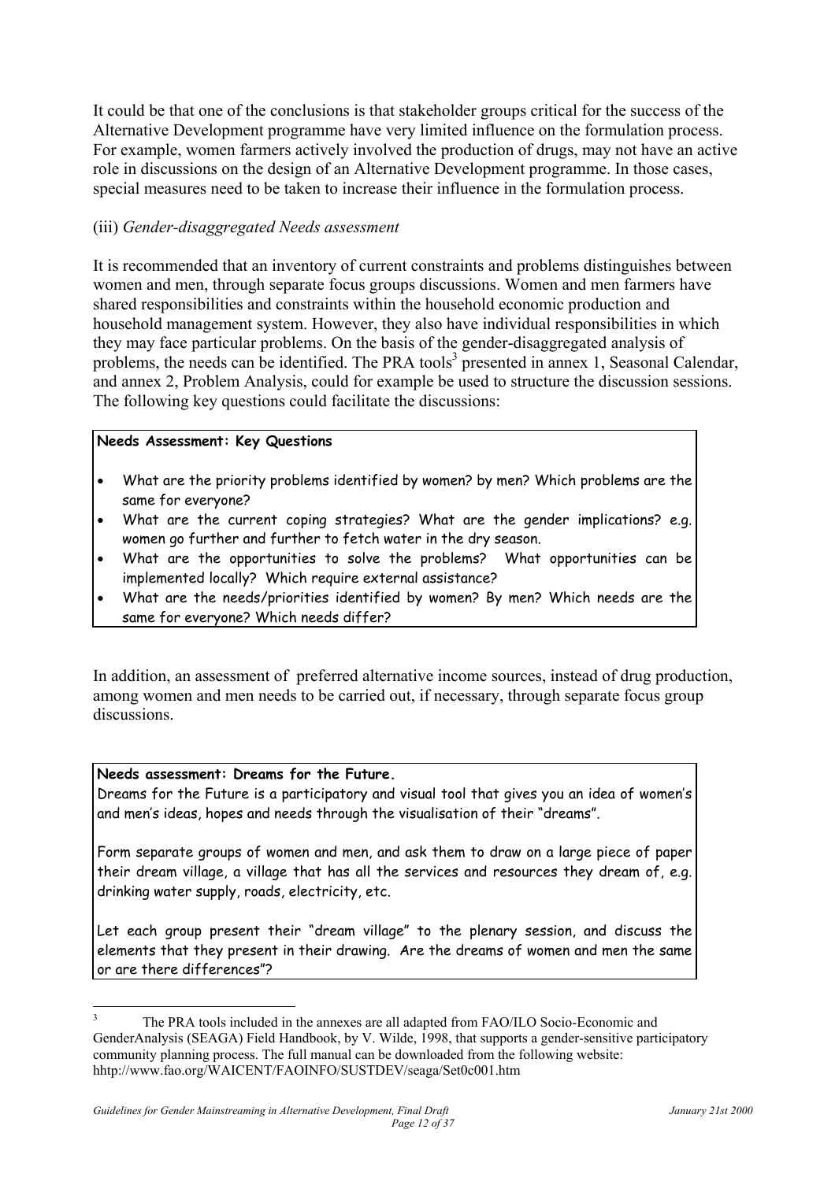It could be that one of the conclusions is that stakeholder groups critical for the success of the Alternative Development programme have very limited influence on the formulation process. For example, women farmers actively involved the production of drugs, may not have an active role in discussions on the design of an Alternative Development programme. In those cases, special measures need to be taken to increase their influence in the formulation process.

(iii) *Gender-disaggregated Needs assessment*

It is recommended that an inventory of current constraints and problems distinguishes between women and men, through separate focus groups discussions. Women and men farmers have shared responsibilities and constraints within the household economic production and household management system. However, they also have individual responsibilities in which they may face particular problems. On the basis of the gender-disaggregated analysis of problems, the needs can be identified. The PRA tools[3] presented in annex 1, Seasonal Calendar, and annex 2, Problem Analysis, could for example be used to structure the discussion sessions. The following key questions could facilitate the discussions:

**Needs Assessment: Key Questions**

- What are the priority problems identified by women? by men? Which problems are the same for everyone?
- What are the current coping strategies? What are the gender implications? e.g. women go further and further to fetch water in the dry season.
- What are the opportunities to solve the problems? What opportunities can be implemented locally? Which require external assistance?
- What are the needs/priorities identified by women? By men? Which needs are the same for everyone? Which needs differ?

In addition, an assessment of preferred alternative income sources, instead of drug production, among women and men needs to be carried out, if necessary, through separate focus group discussions.

**Needs assessment: Dreams for the Future.**
Dreams for the Future is a participatory and visual tool that gives you an idea of women's and men's ideas, hopes and needs through the visualisation of their "dreams".

Form separate groups of women and men, and ask them to draw on a large piece of paper their dream village, a village that has all the services and resources they dream of, e.g. drinking water supply, roads, electricity, etc.

Let each group present their "dream village" to the plenary session, and discuss the elements that they present in their drawing. Are the dreams of women and men the same or are there differences"?

[3] The PRA tools included in the annexes are all adapted from FAO/ILO Socio-Economic and GenderAnalysis (SEAGA) Field Handbook, by V. Wilde, 1998, that supports a gender-sensitive participatory community planning process. The full manual can be downloaded from the following website: hhttp://www.fao.org/WAICENT/FAOINFO/SUSTDEV/seaga/Set0c001.htm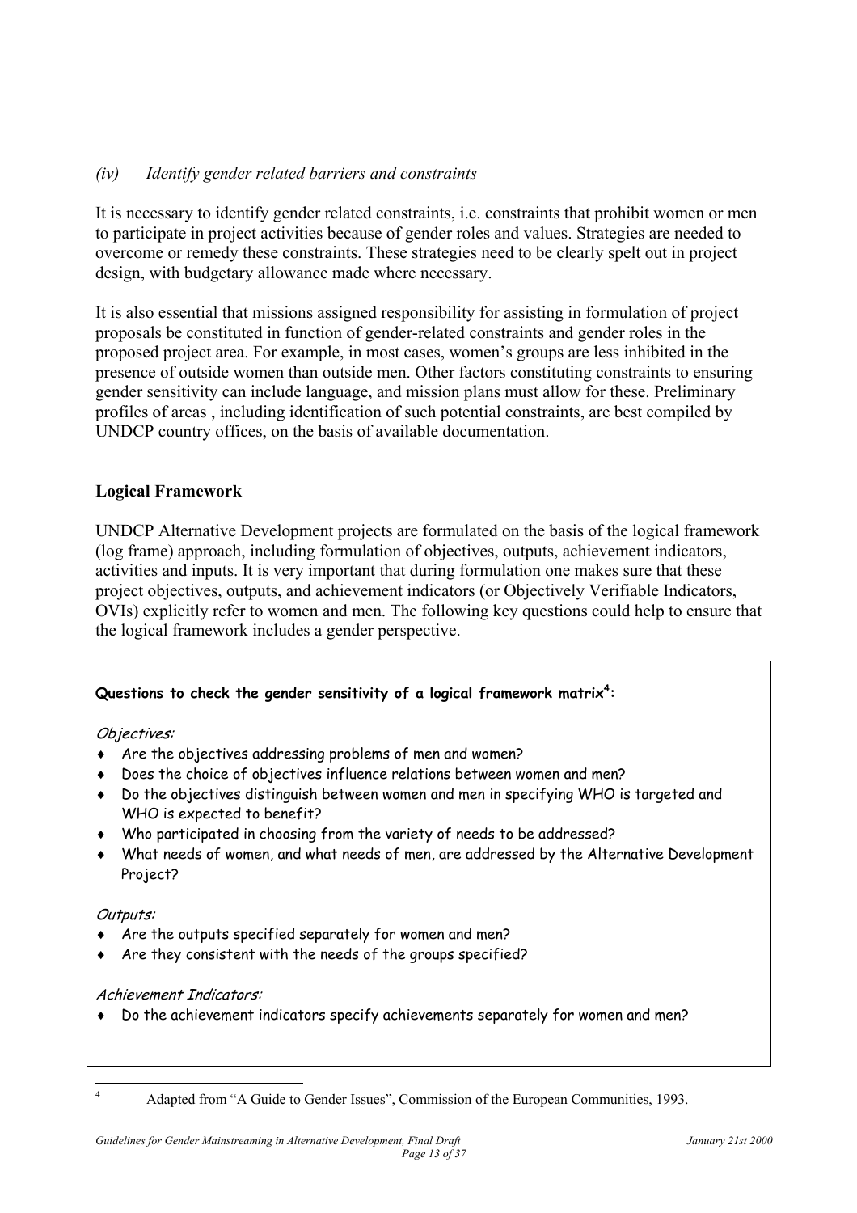*(iv) Identify gender related barriers and constraints*

It is necessary to identify gender related constraints, i.e. constraints that prohibit women or men to participate in project activities because of gender roles and values. Strategies are needed to overcome or remedy these constraints. These strategies need to be clearly spelt out in project design, with budgetary allowance made where necessary.

It is also essential that missions assigned responsibility for assisting in formulation of project proposals be constituted in function of gender-related constraints and gender roles in the proposed project area. For example, in most cases, women's groups are less inhibited in the presence of outside women than outside men. Other factors constituting constraints to ensuring gender sensitivity can include language, and mission plans must allow for these. Preliminary profiles of areas , including identification of such potential constraints, are best compiled by UNDCP country offices, on the basis of available documentation.

**Logical Framework**

UNDCP Alternative Development projects are formulated on the basis of the logical framework (log frame) approach, including formulation of objectives, outputs, achievement indicators, activities and inputs. It is very important that during formulation one makes sure that these project objectives, outputs, and achievement indicators (or Objectively Verifiable Indicators, OVIs) explicitly refer to women and men. The following key questions could help to ensure that the logical framework includes a gender perspective.

**Questions to check the gender sensitivity of a logical framework matrix[4]:**

*Objectives:*

- Are the objectives addressing problems of men and women?
- Does the choice of objectives influence relations between women and men?
- Do the objectives distinguish between women and men in specifying WHO is targeted and WHO is expected to benefit?
- Who participated in choosing from the variety of needs to be addressed?
- What needs of women, and what needs of men, are addressed by the Alternative Development Project?

*Outputs:*

- Are the outputs specified separately for women and men?
- Are they consistent with the needs of the groups specified?

*Achievement Indicators:*

- Do the achievement indicators specify achievements separately for women and men?

[4] Adapted from "A Guide to Gender Issues", Commission of the European Communities, 1993.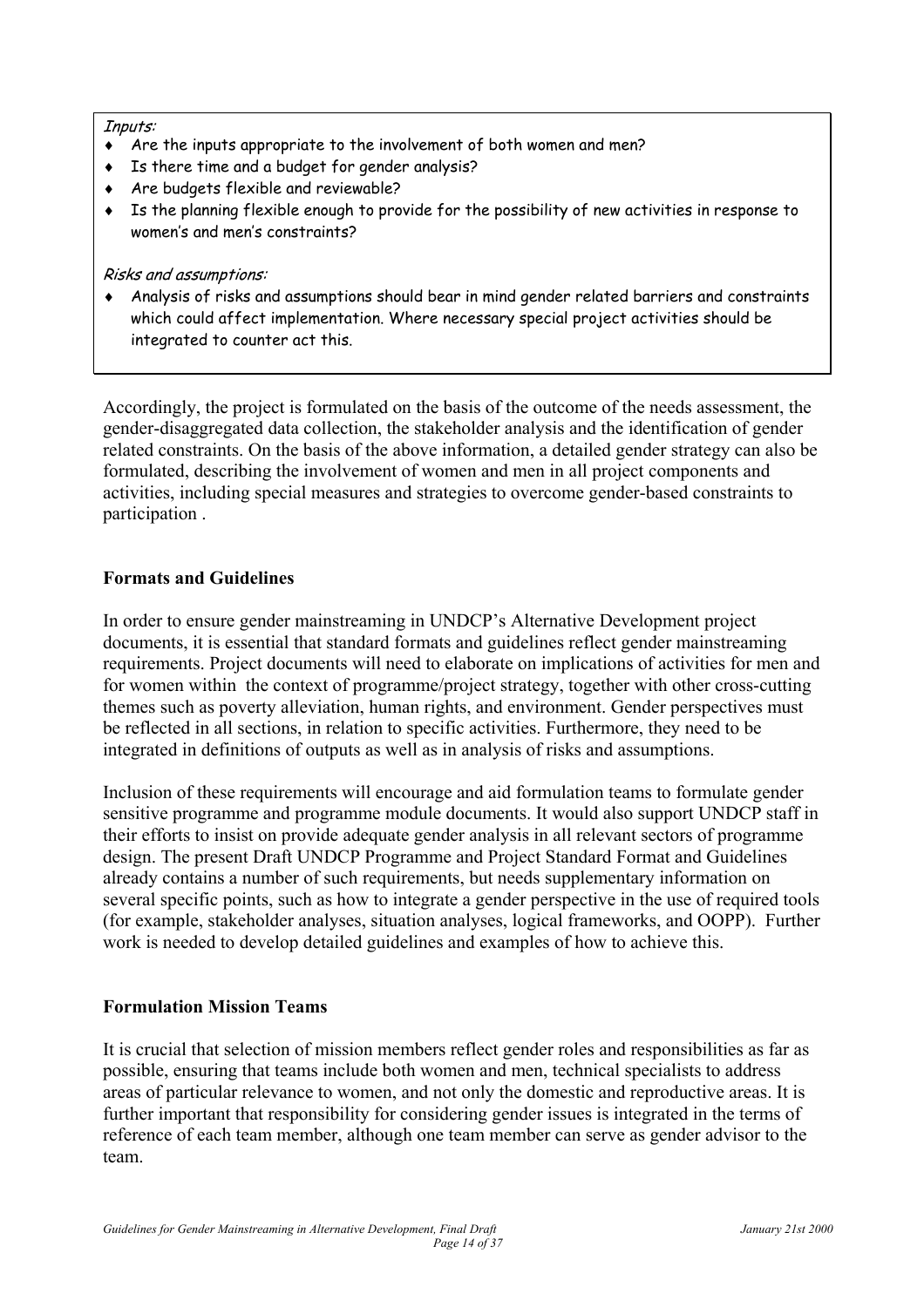*Inputs:*

- Are the inputs appropriate to the involvement of both women and men?
- Is there time and a budget for gender analysis?
- Are budgets flexible and reviewable?
- Is the planning flexible enough to provide for the possibility of new activities in response to women's and men's constraints?

*Risks and assumptions:*

- Analysis of risks and assumptions should bear in mind gender related barriers and constraints which could affect implementation. Where necessary special project activities should be integrated to counter act this.

Accordingly, the project is formulated on the basis of the outcome of the needs assessment, the gender-disaggregated data collection, the stakeholder analysis and the identification of gender related constraints. On the basis of the above information, a detailed gender strategy can also be formulated, describing the involvement of women and men in all project components and activities, including special measures and strategies to overcome gender-based constraints to participation .

**Formats and Guidelines**

In order to ensure gender mainstreaming in UNDCP's Alternative Development project documents, it is essential that standard formats and guidelines reflect gender mainstreaming requirements. Project documents will need to elaborate on implications of activities for men and for women within the context of programme/project strategy, together with other cross-cutting themes such as poverty alleviation, human rights, and environment. Gender perspectives must be reflected in all sections, in relation to specific activities. Furthermore, they need to be integrated in definitions of outputs as well as in analysis of risks and assumptions.

Inclusion of these requirements will encourage and aid formulation teams to formulate gender sensitive programme and programme module documents. It would also support UNDCP staff in their efforts to insist on provide adequate gender analysis in all relevant sectors of programme design. The present Draft UNDCP Programme and Project Standard Format and Guidelines already contains a number of such requirements, but needs supplementary information on several specific points, such as how to integrate a gender perspective in the use of required tools (for example, stakeholder analyses, situation analyses, logical frameworks, and OOPP). Further work is needed to develop detailed guidelines and examples of how to achieve this.

**Formulation Mission Teams**

It is crucial that selection of mission members reflect gender roles and responsibilities as far as possible, ensuring that teams include both women and men, technical specialists to address areas of particular relevance to women, and not only the domestic and reproductive areas. It is further important that responsibility for considering gender issues is integrated in the terms of reference of each team member, although one team member can serve as gender advisor to the team.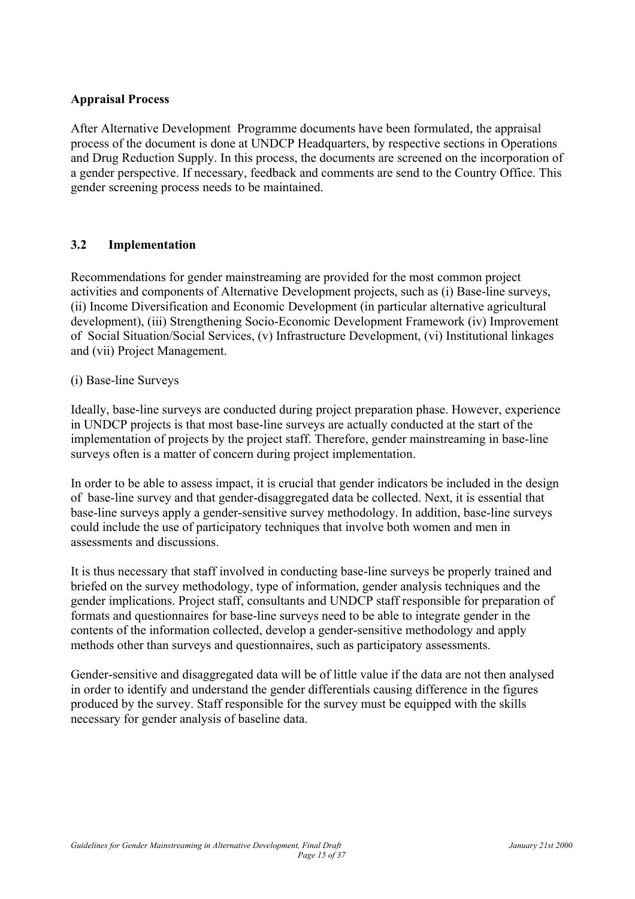**Appraisal Process**

After Alternative Development Programme documents have been formulated, the appraisal process of the document is done at UNDCP Headquarters, by respective sections in Operations and Drug Reduction Supply. In this process, the documents are screened on the incorporation of a gender perspective. If necessary, feedback and comments are send to the Country Office. This gender screening process needs to be maintained.

### 3.2 Implementation

Recommendations for gender mainstreaming are provided for the most common project activities and components of Alternative Development projects, such as (i) Base-line surveys, (ii) Income Diversification and Economic Development (in particular alternative agricultural development), (iii) Strengthening Socio-Economic Development Framework (iv) Improvement of Social Situation/Social Services, (v) Infrastructure Development, (vi) Institutional linkages and (vii) Project Management.

(i) Base-line Surveys

Ideally, base-line surveys are conducted during project preparation phase. However, experience in UNDCP projects is that most base-line surveys are actually conducted at the start of the implementation of projects by the project staff. Therefore, gender mainstreaming in base-line surveys often is a matter of concern during project implementation.

In order to be able to assess impact, it is crucial that gender indicators be included in the design of base-line survey and that gender-disaggregated data be collected. Next, it is essential that base-line surveys apply a gender-sensitive survey methodology. In addition, base-line surveys could include the use of participatory techniques that involve both women and men in assessments and discussions.

It is thus necessary that staff involved in conducting base-line surveys be properly trained and briefed on the survey methodology, type of information, gender analysis techniques and the gender implications. Project staff, consultants and UNDCP staff responsible for preparation of formats and questionnaires for base-line surveys need to be able to integrate gender in the contents of the information collected, develop a gender-sensitive methodology and apply methods other than surveys and questionnaires, such as participatory assessments.

Gender-sensitive and disaggregated data will be of little value if the data are not then analysed in order to identify and understand the gender differentials causing difference in the figures produced by the survey. Staff responsible for the survey must be equipped with the skills necessary for gender analysis of baseline data.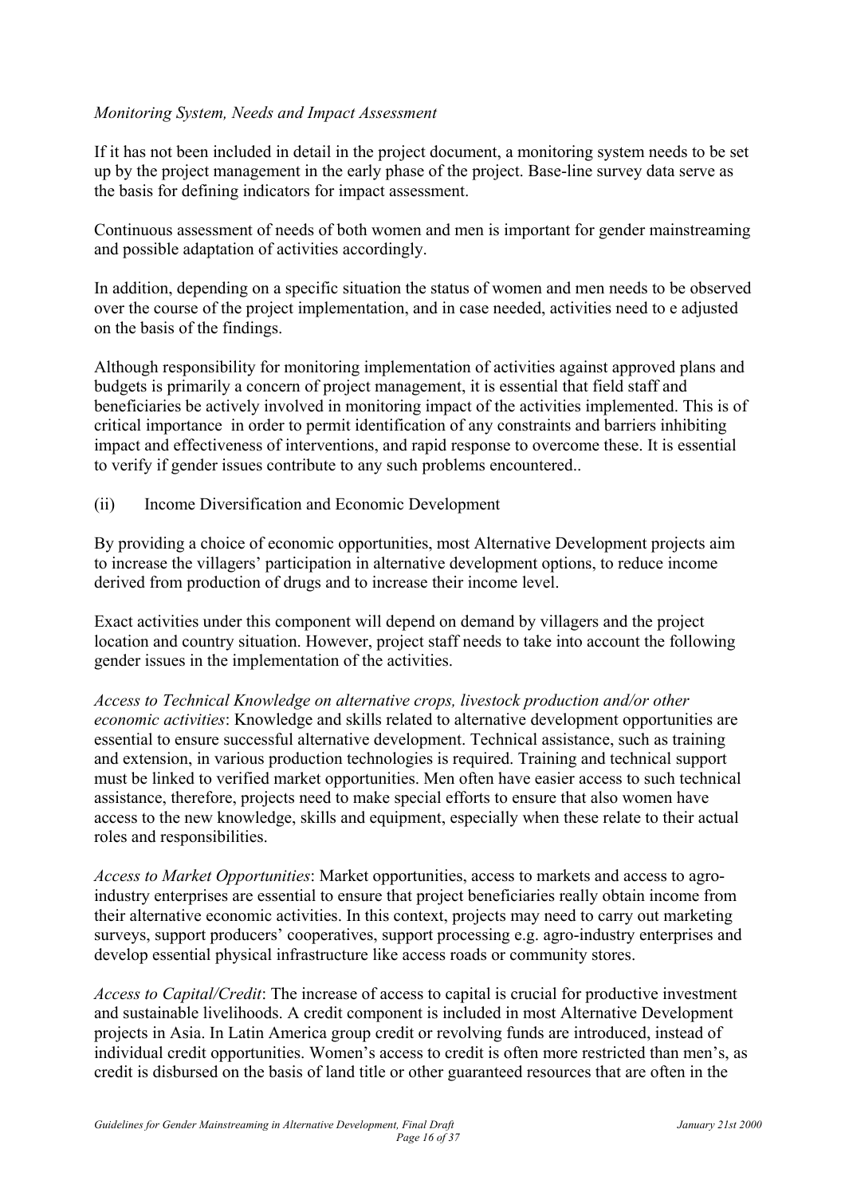*Monitoring System, Needs and Impact Assessment*

If it has not been included in detail in the project document, a monitoring system needs to be set up by the project management in the early phase of the project. Base-line survey data serve as the basis for defining indicators for impact assessment.

Continuous assessment of needs of both women and men is important for gender mainstreaming and possible adaptation of activities accordingly.

In addition, depending on a specific situation the status of women and men needs to be observed over the course of the project implementation, and in case needed, activities need to e adjusted on the basis of the findings.

Although responsibility for monitoring implementation of activities against approved plans and budgets is primarily a concern of project management, it is essential that field staff and beneficiaries be actively involved in monitoring impact of the activities implemented. This is of critical importance  in order to permit identification of any constraints and barriers inhibiting impact and effectiveness of interventions, and rapid response to overcome these. It is essential to verify if gender issues contribute to any such problems encountered..

(ii) Income Diversification and Economic Development

By providing a choice of economic opportunities, most Alternative Development projects aim to increase the villagers' participation in alternative development options, to reduce income derived from production of drugs and to increase their income level.

Exact activities under this component will depend on demand by villagers and the project location and country situation. However, project staff needs to take into account the following gender issues in the implementation of the activities.

*Access to Technical Knowledge on alternative crops, livestock production and/or other economic activities*: Knowledge and skills related to alternative development opportunities are essential to ensure successful alternative development. Technical assistance, such as training and extension, in various production technologies is required. Training and technical support must be linked to verified market opportunities. Men often have easier access to such technical assistance, therefore, projects need to make special efforts to ensure that also women have access to the new knowledge, skills and equipment, especially when these relate to their actual roles and responsibilities.

*Access to Market Opportunities*: Market opportunities, access to markets and access to agro-industry enterprises are essential to ensure that project beneficiaries really obtain income from their alternative economic activities. In this context, projects may need to carry out marketing surveys, support producers' cooperatives, support processing e.g. agro-industry enterprises and develop essential physical infrastructure like access roads or community stores.

*Access to Capital/Credit*: The increase of access to capital is crucial for productive investment and sustainable livelihoods. A credit component is included in most Alternative Development projects in Asia. In Latin America group credit or revolving funds are introduced, instead of individual credit opportunities. Women's access to credit is often more restricted than men's, as credit is disbursed on the basis of land title or other guaranteed resources that are often in the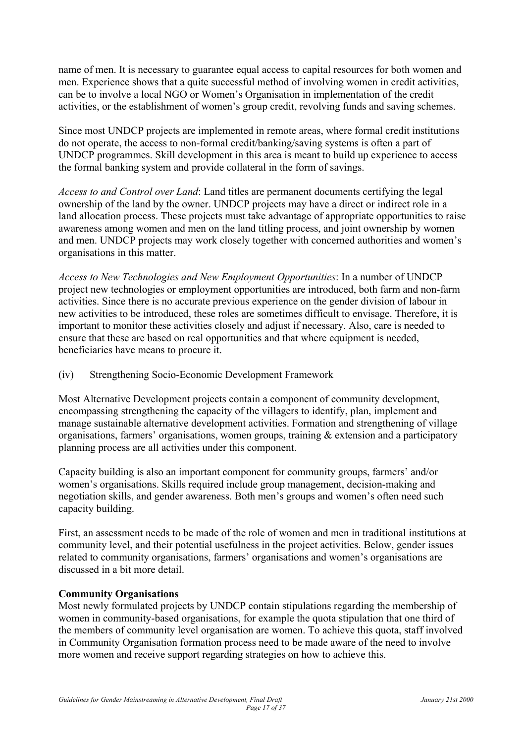name of men. It is necessary to guarantee equal access to capital resources for both women and men. Experience shows that a quite successful method of involving women in credit activities, can be to involve a local NGO or Women's Organisation in implementation of the credit activities, or the establishment of women's group credit, revolving funds and saving schemes.

Since most UNDCP projects are implemented in remote areas, where formal credit institutions do not operate, the access to non-formal credit/banking/saving systems is often a part of UNDCP programmes. Skill development in this area is meant to build up experience to access the formal banking system and provide collateral in the form of savings.

*Access to and Control over Land*: Land titles are permanent documents certifying the legal ownership of the land by the owner. UNDCP projects may have a direct or indirect role in a land allocation process. These projects must take advantage of appropriate opportunities to raise awareness among women and men on the land titling process, and joint ownership by women and men. UNDCP projects may work closely together with concerned authorities and women's organisations in this matter.

*Access to New Technologies and New Employment Opportunities*: In a number of UNDCP project new technologies or employment opportunities are introduced, both farm and non-farm activities. Since there is no accurate previous experience on the gender division of labour in new activities to be introduced, these roles are sometimes difficult to envisage. Therefore, it is important to monitor these activities closely and adjust if necessary. Also, care is needed to ensure that these are based on real opportunities and that where equipment is needed, beneficiaries have means to procure it.

(iv) Strengthening Socio-Economic Development Framework

Most Alternative Development projects contain a component of community development, encompassing strengthening the capacity of the villagers to identify, plan, implement and manage sustainable alternative development activities. Formation and strengthening of village organisations, farmers' organisations, women groups, training & extension and a participatory planning process are all activities under this component.

Capacity building is also an important component for community groups, farmers' and/or women's organisations. Skills required include group management, decision-making and negotiation skills, and gender awareness. Both men's groups and women's often need such capacity building.

First, an assessment needs to be made of the role of women and men in traditional institutions at community level, and their potential usefulness in the project activities. Below, gender issues related to community organisations, farmers' organisations and women's organisations are discussed in a bit more detail.

**Community Organisations**

Most newly formulated projects by UNDCP contain stipulations regarding the membership of women in community-based organisations, for example the quota stipulation that one third of the members of community level organisation are women. To achieve this quota, staff involved in Community Organisation formation process need to be made aware of the need to involve more women and receive support regarding strategies on how to achieve this.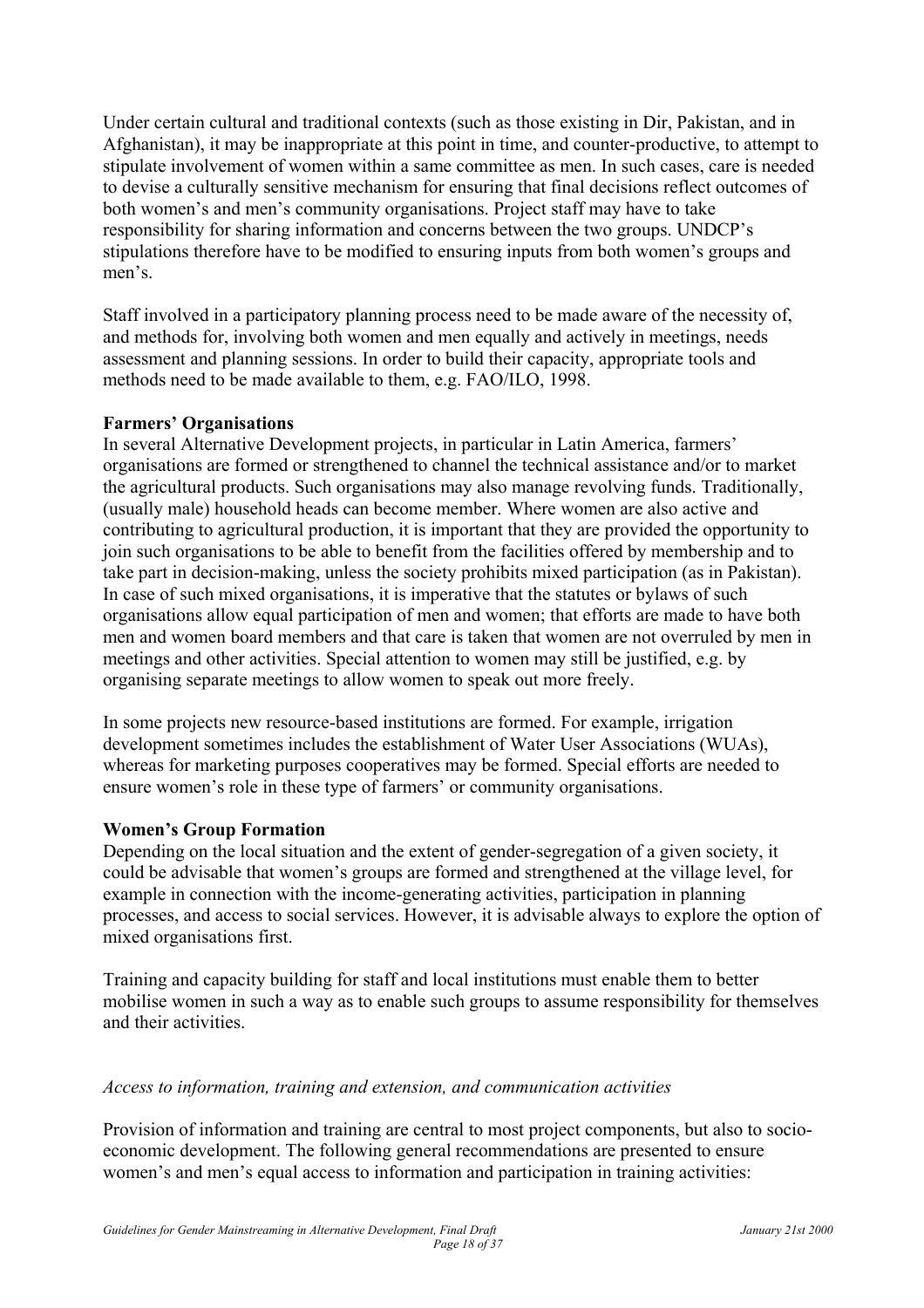Under certain cultural and traditional contexts (such as those existing in Dir, Pakistan, and in Afghanistan), it may be inappropriate at this point in time, and counter-productive, to attempt to stipulate involvement of women within a same committee as men. In such cases, care is needed to devise a culturally sensitive mechanism for ensuring that final decisions reflect outcomes of both women's and men's community organisations. Project staff may have to take responsibility for sharing information and concerns between the two groups. UNDCP's stipulations therefore have to be modified to ensuring inputs from both women's groups and men's.

Staff involved in a participatory planning process need to be made aware of the necessity of, and methods for, involving both women and men equally and actively in meetings, needs assessment and planning sessions. In order to build their capacity, appropriate tools and methods need to be made available to them, e.g. FAO/ILO, 1998.

**Farmers' Organisations**

In several Alternative Development projects, in particular in Latin America, farmers' organisations are formed or strengthened to channel the technical assistance and/or to market the agricultural products. Such organisations may also manage revolving funds. Traditionally, (usually male) household heads can become member. Where women are also active and contributing to agricultural production, it is important that they are provided the opportunity to join such organisations to be able to benefit from the facilities offered by membership and to take part in decision-making, unless the society prohibits mixed participation (as in Pakistan). In case of such mixed organisations, it is imperative that the statutes or bylaws of such organisations allow equal participation of men and women; that efforts are made to have both men and women board members and that care is taken that women are not overruled by men in meetings and other activities. Special attention to women may still be justified, e.g. by organising separate meetings to allow women to speak out more freely.

In some projects new resource-based institutions are formed. For example, irrigation development sometimes includes the establishment of Water User Associations (WUAs), whereas for marketing purposes cooperatives may be formed. Special efforts are needed to ensure women's role in these type of farmers' or community organisations.

**Women's Group Formation**

Depending on the local situation and the extent of gender-segregation of a given society, it could be advisable that women's groups are formed and strengthened at the village level, for example in connection with the income-generating activities, participation in planning processes, and access to social services. However, it is advisable always to explore the option of mixed organisations first.

Training and capacity building for staff and local institutions must enable them to better mobilise women in such a way as to enable such groups to assume responsibility for themselves and their activities.

*Access to information, training and extension, and communication activities*

Provision of information and training are central to most project components, but also to socio-economic development. The following general recommendations are presented to ensure women's and men's equal access to information and participation in training activities: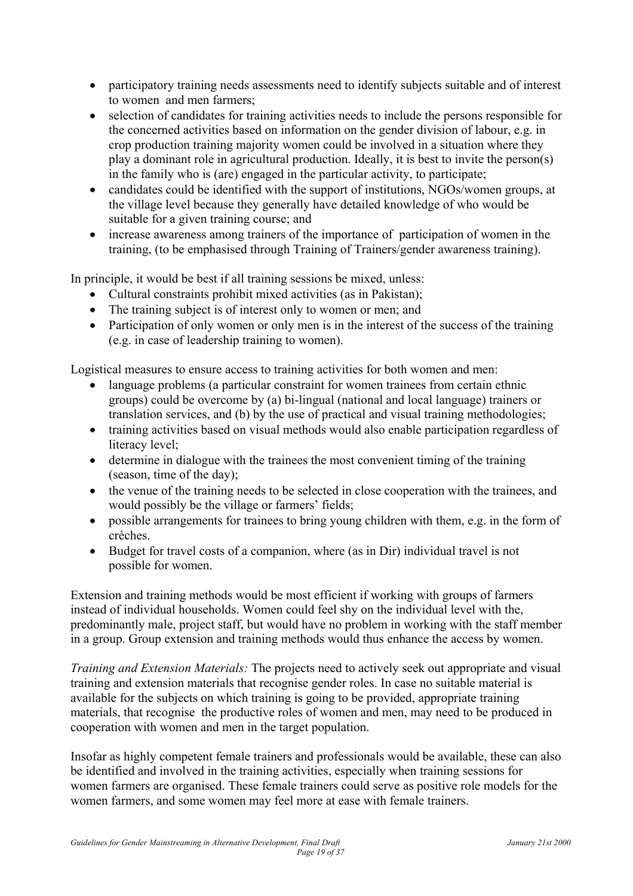- participatory training needs assessments need to identify subjects suitable and of interest to women and men farmers;
- selection of candidates for training activities needs to include the persons responsible for the concerned activities based on information on the gender division of labour, e.g. in crop production training majority women could be involved in a situation where they play a dominant role in agricultural production. Ideally, it is best to invite the person(s) in the family who is (are) engaged in the particular activity, to participate;
- candidates could be identified with the support of institutions, NGOs/women groups, at the village level because they generally have detailed knowledge of who would be suitable for a given training course; and
- increase awareness among trainers of the importance of participation of women in the training, (to be emphasised through Training of Trainers/gender awareness training).

In principle, it would be best if all training sessions be mixed, unless:

- Cultural constraints prohibit mixed activities (as in Pakistan);
- The training subject is of interest only to women or men; and
- Participation of only women or only men is in the interest of the success of the training (e.g. in case of leadership training to women).

Logistical measures to ensure access to training activities for both women and men:

- language problems (a particular constraint for women trainees from certain ethnic groups) could be overcome by (a) bi-lingual (national and local language) trainers or translation services, and (b) by the use of practical and visual training methodologies;
- training activities based on visual methods would also enable participation regardless of literacy level;
- determine in dialogue with the trainees the most convenient timing of the training (season, time of the day);
- the venue of the training needs to be selected in close cooperation with the trainees, and would possibly be the village or farmers' fields;
- possible arrangements for trainees to bring young children with them, e.g. in the form of crèches.
- Budget for travel costs of a companion, where (as in Dir) individual travel is not possible for women.

Extension and training methods would be most efficient if working with groups of farmers instead of individual households. Women could feel shy on the individual level with the, predominantly male, project staff, but would have no problem in working with the staff member in a group. Group extension and training methods would thus enhance the access by women.

*Training and Extension Materials:* The projects need to actively seek out appropriate and visual training and extension materials that recognise gender roles. In case no suitable material is available for the subjects on which training is going to be provided, appropriate training materials, that recognise the productive roles of women and men, may need to be produced in cooperation with women and men in the target population.

Insofar as highly competent female trainers and professionals would be available, these can also be identified and involved in the training activities, especially when training sessions for women farmers are organised. These female trainers could serve as positive role models for the women farmers, and some women may feel more at ease with female trainers.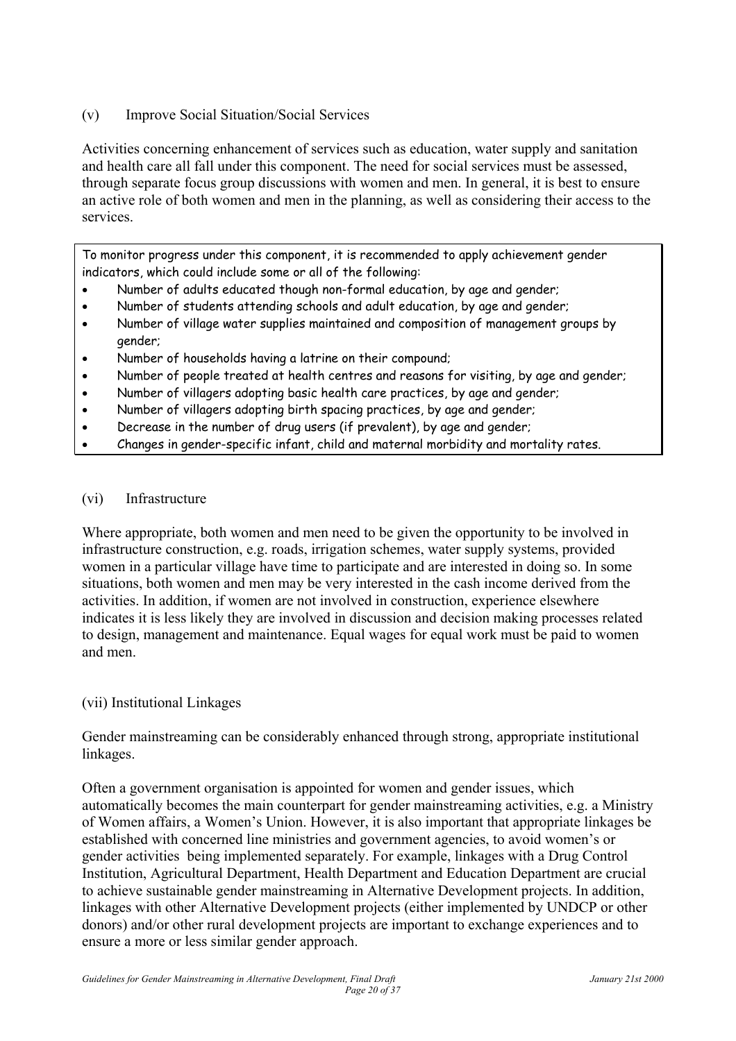(v) Improve Social Situation/Social Services

Activities concerning enhancement of services such as education, water supply and sanitation and health care all fall under this component. The need for social services must be assessed, through separate focus group discussions with women and men. In general, it is best to ensure an active role of both women and men in the planning, as well as considering their access to the services.

To monitor progress under this component, it is recommended to apply achievement gender indicators, which could include some or all of the following:

- Number of adults educated though non-formal education, by age and gender;
- Number of students attending schools and adult education, by age and gender;
- Number of village water supplies maintained and composition of management groups by gender;
- Number of households having a latrine on their compound;
- Number of people treated at health centres and reasons for visiting, by age and gender;
- Number of villagers adopting basic health care practices, by age and gender;
- Number of villagers adopting birth spacing practices, by age and gender;
- Decrease in the number of drug users (if prevalent), by age and gender;
- Changes in gender-specific infant, child and maternal morbidity and mortality rates.

(vi) Infrastructure

Where appropriate, both women and men need to be given the opportunity to be involved in infrastructure construction, e.g. roads, irrigation schemes, water supply systems, provided women in a particular village have time to participate and are interested in doing so. In some situations, both women and men may be very interested in the cash income derived from the activities. In addition, if women are not involved in construction, experience elsewhere indicates it is less likely they are involved in discussion and decision making processes related to design, management and maintenance. Equal wages for equal work must be paid to women and men.

(vii) Institutional Linkages

Gender mainstreaming can be considerably enhanced through strong, appropriate institutional linkages.

Often a government organisation is appointed for women and gender issues, which automatically becomes the main counterpart for gender mainstreaming activities, e.g. a Ministry of Women affairs, a Women's Union. However, it is also important that appropriate linkages be established with concerned line ministries and government agencies, to avoid women's or gender activities being implemented separately. For example, linkages with a Drug Control Institution, Agricultural Department, Health Department and Education Department are crucial to achieve sustainable gender mainstreaming in Alternative Development projects. In addition, linkages with other Alternative Development projects (either implemented by UNDCP or other donors) and/or other rural development projects are important to exchange experiences and to ensure a more or less similar gender approach.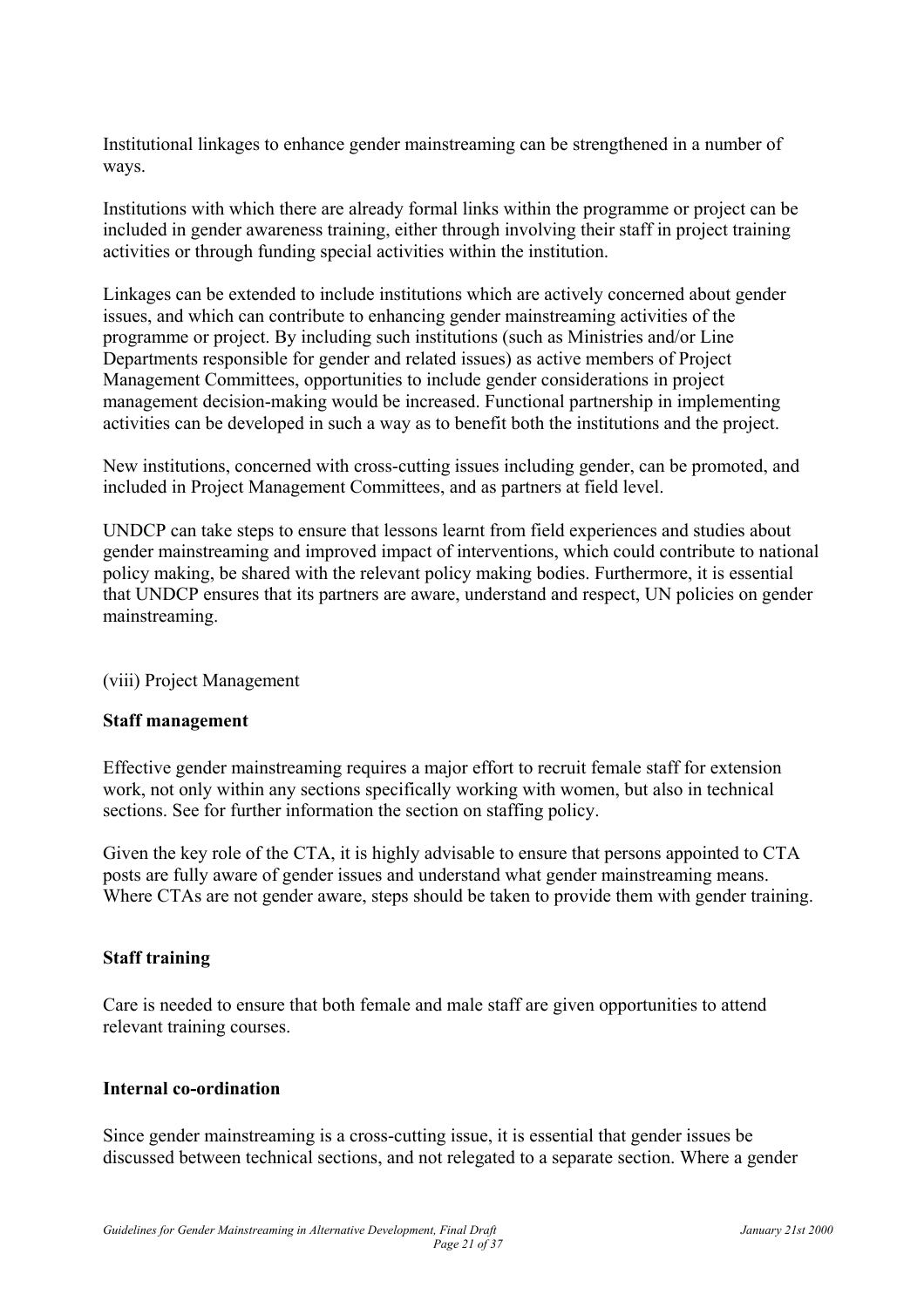Institutional linkages to enhance gender mainstreaming can be strengthened in a number of ways.

Institutions with which there are already formal links within the programme or project can be included in gender awareness training, either through involving their staff in project training activities or through funding special activities within the institution.

Linkages can be extended to include institutions which are actively concerned about gender issues, and which can contribute to enhancing gender mainstreaming activities of the programme or project. By including such institutions (such as Ministries and/or Line Departments responsible for gender and related issues) as active members of Project Management Committees, opportunities to include gender considerations in project management decision-making would be increased. Functional partnership in implementing activities can be developed in such a way as to benefit both the institutions and the project.

New institutions, concerned with cross-cutting issues including gender, can be promoted, and included in Project Management Committees, and as partners at field level.

UNDCP can take steps to ensure that lessons learnt from field experiences and studies about gender mainstreaming and improved impact of interventions, which could contribute to national policy making, be shared with the relevant policy making bodies. Furthermore, it is essential that UNDCP ensures that its partners are aware, understand and respect, UN policies on gender mainstreaming.

(viii) Project Management

**Staff management**

Effective gender mainstreaming requires a major effort to recruit female staff for extension work, not only within any sections specifically working with women, but also in technical sections. See for further information the section on staffing policy.

Given the key role of the CTA, it is highly advisable to ensure that persons appointed to CTA posts are fully aware of gender issues and understand what gender mainstreaming means. Where CTAs are not gender aware, steps should be taken to provide them with gender training.

**Staff training**

Care is needed to ensure that both female and male staff are given opportunities to attend relevant training courses.

**Internal co-ordination**

Since gender mainstreaming is a cross-cutting issue, it is essential that gender issues be discussed between technical sections, and not relegated to a separate section. Where a gender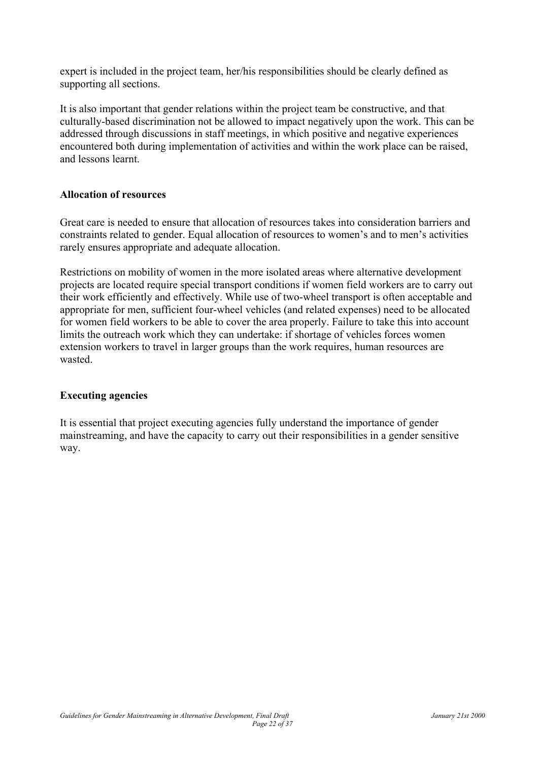expert is included in the project team, her/his responsibilities should be clearly defined as supporting all sections.

It is also important that gender relations within the project team be constructive, and that culturally-based discrimination not be allowed to impact negatively upon the work. This can be addressed through discussions in staff meetings, in which positive and negative experiences encountered both during implementation of activities and within the work place can be raised, and lessons learnt.

**Allocation of resources**

Great care is needed to ensure that allocation of resources takes into consideration barriers and constraints related to gender. Equal allocation of resources to women's and to men's activities rarely ensures appropriate and adequate allocation.

Restrictions on mobility of women in the more isolated areas where alternative development projects are located require special transport conditions if women field workers are to carry out their work efficiently and effectively. While use of two-wheel transport is often acceptable and appropriate for men, sufficient four-wheel vehicles (and related expenses) need to be allocated for women field workers to be able to cover the area properly. Failure to take this into account limits the outreach work which they can undertake: if shortage of vehicles forces women extension workers to travel in larger groups than the work requires, human resources are wasted.

**Executing agencies**

It is essential that project executing agencies fully understand the importance of gender mainstreaming, and have the capacity to carry out their responsibilities in a gender sensitive way.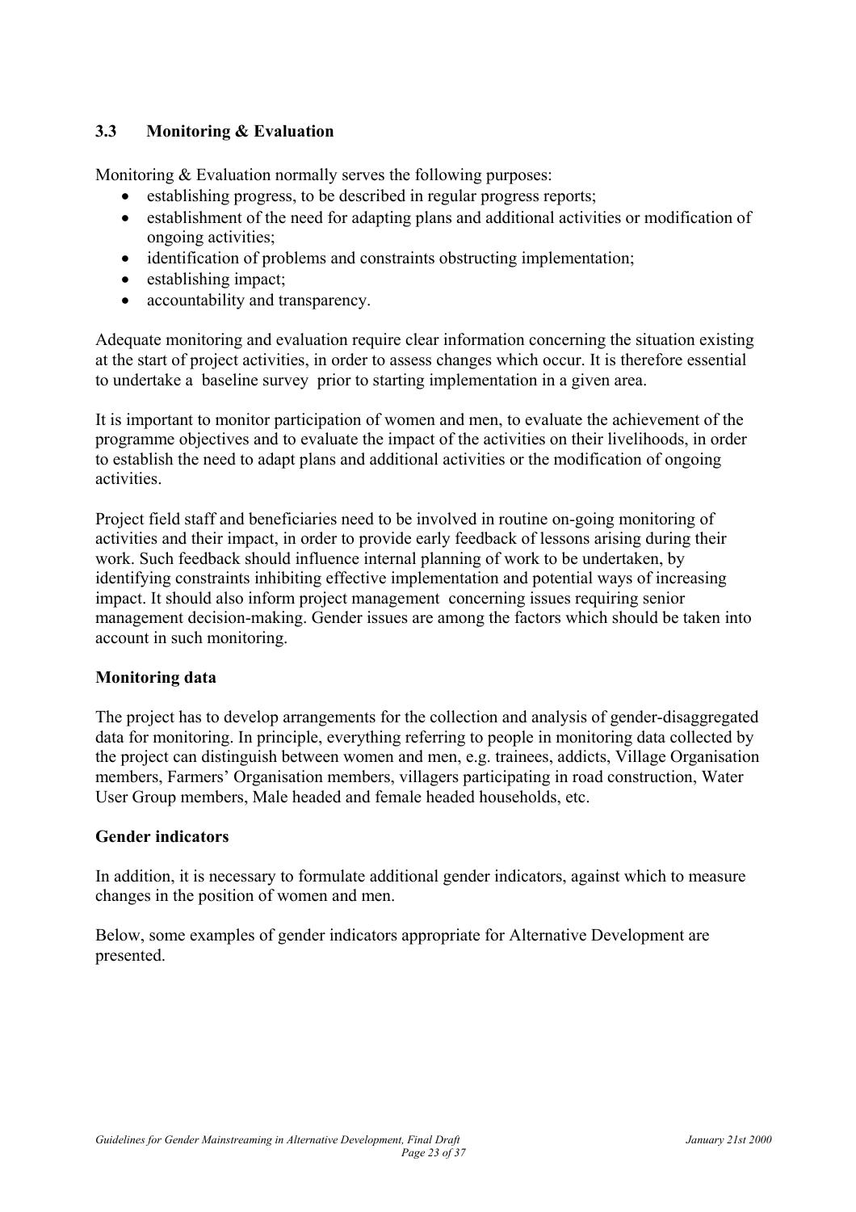### 3.3 Monitoring & Evaluation

Monitoring & Evaluation normally serves the following purposes:

- establishing progress, to be described in regular progress reports;
- establishment of the need for adapting plans and additional activities or modification of ongoing activities;
- identification of problems and constraints obstructing implementation;
- establishing impact;
- accountability and transparency.

Adequate monitoring and evaluation require clear information concerning the situation existing at the start of project activities, in order to assess changes which occur. It is therefore essential to undertake a baseline survey prior to starting implementation in a given area.

It is important to monitor participation of women and men, to evaluate the achievement of the programme objectives and to evaluate the impact of the activities on their livelihoods, in order to establish the need to adapt plans and additional activities or the modification of ongoing activities.

Project field staff and beneficiaries need to be involved in routine on-going monitoring of activities and their impact, in order to provide early feedback of lessons arising during their work. Such feedback should influence internal planning of work to be undertaken, by identifying constraints inhibiting effective implementation and potential ways of increasing impact. It should also inform project management concerning issues requiring senior management decision-making. Gender issues are among the factors which should be taken into account in such monitoring.

**Monitoring data**

The project has to develop arrangements for the collection and analysis of gender-disaggregated data for monitoring. In principle, everything referring to people in monitoring data collected by the project can distinguish between women and men, e.g. trainees, addicts, Village Organisation members, Farmers' Organisation members, villagers participating in road construction, Water User Group members, Male headed and female headed households, etc.

**Gender indicators**

In addition, it is necessary to formulate additional gender indicators, against which to measure changes in the position of women and men.

Below, some examples of gender indicators appropriate for Alternative Development are presented.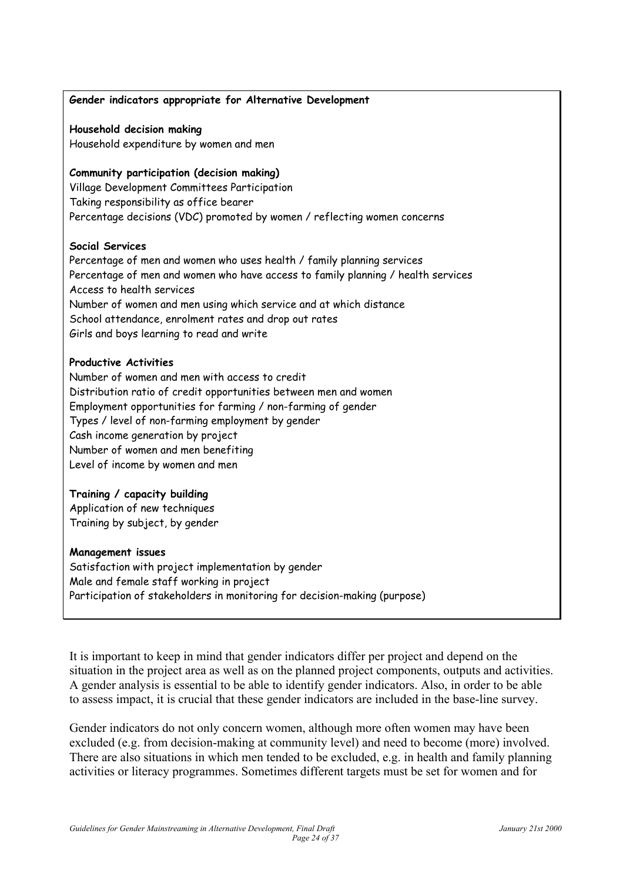**Gender indicators appropriate for Alternative Development**

**Household decision making**
Household expenditure by women and men

**Community participation (decision making)**
Village Development Committees Participation
Taking responsibility as office bearer
Percentage decisions (VDC) promoted by women / reflecting women concerns

**Social Services**
Percentage of men and women who uses health / family planning services
Percentage of men and women who have access to family planning / health services
Access to health services
Number of women and men using which service and at which distance
School attendance, enrolment rates and drop out rates
Girls and boys learning to read and write

**Productive Activities**
Number of women and men with access to credit
Distribution ratio of credit opportunities between men and women
Employment opportunities for farming / non-farming of gender
Types / level of non-farming employment by gender
Cash income generation by project
Number of women and men benefiting
Level of income by women and men

**Training / capacity building**
Application of new techniques
Training by subject, by gender

**Management issues**
Satisfaction with project implementation by gender
Male and female staff working in project
Participation of stakeholders in monitoring for decision-making (purpose)

It is important to keep in mind that gender indicators differ per project and depend on the situation in the project area as well as on the planned project components, outputs and activities. A gender analysis is essential to be able to identify gender indicators. Also, in order to be able to assess impact, it is crucial that these gender indicators are included in the base-line survey.

Gender indicators do not only concern women, although more often women may have been excluded (e.g. from decision-making at community level) and need to become (more) involved. There are also situations in which men tended to be excluded, e.g. in health and family planning activities or literacy programmes. Sometimes different targets must be set for women and for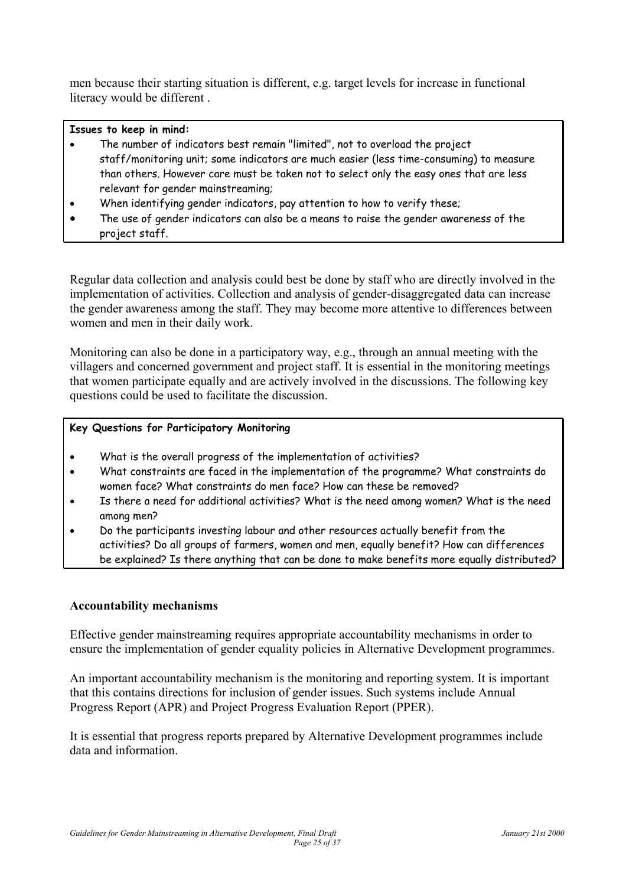men because their starting situation is different, e.g. target levels for increase in functional literacy would be different .

**Issues to keep in mind:**

- The number of indicators best remain "limited", not to overload the project staff/monitoring unit; some indicators are much easier (less time-consuming) to measure than others. However care must be taken not to select only the easy ones that are less relevant for gender mainstreaming;
- When identifying gender indicators, pay attention to how to verify these;
- The use of gender indicators can also be a means to raise the gender awareness of the project staff.

Regular data collection and analysis could best be done by staff who are directly involved in the implementation of activities. Collection and analysis of gender-disaggregated data can increase the gender awareness among the staff. They may become more attentive to differences between women and men in their daily work.

Monitoring can also be done in a participatory way, e.g., through an annual meeting with the villagers and concerned government and project staff. It is essential in the monitoring meetings that women participate equally and are actively involved in the discussions. The following key questions could be used to facilitate the discussion.

**Key Questions for Participatory Monitoring**

- What is the overall progress of the implementation of activities?
- What constraints are faced in the implementation of the programme? What constraints do women face? What constraints do men face? How can these be removed?
- Is there a need for additional activities? What is the need among women? What is the need among men?
- Do the participants investing labour and other resources actually benefit from the activities? Do all groups of farmers, women and men, equally benefit? How can differences be explained? Is there anything that can be done to make benefits more equally distributed?

### Accountability mechanisms

Effective gender mainstreaming requires appropriate accountability mechanisms in order to ensure the implementation of gender equality policies in Alternative Development programmes.

An important accountability mechanism is the monitoring and reporting system. It is important that this contains directions for inclusion of gender issues. Such systems include Annual Progress Report (APR) and Project Progress Evaluation Report (PPER).

It is essential that progress reports prepared by Alternative Development programmes include data and information.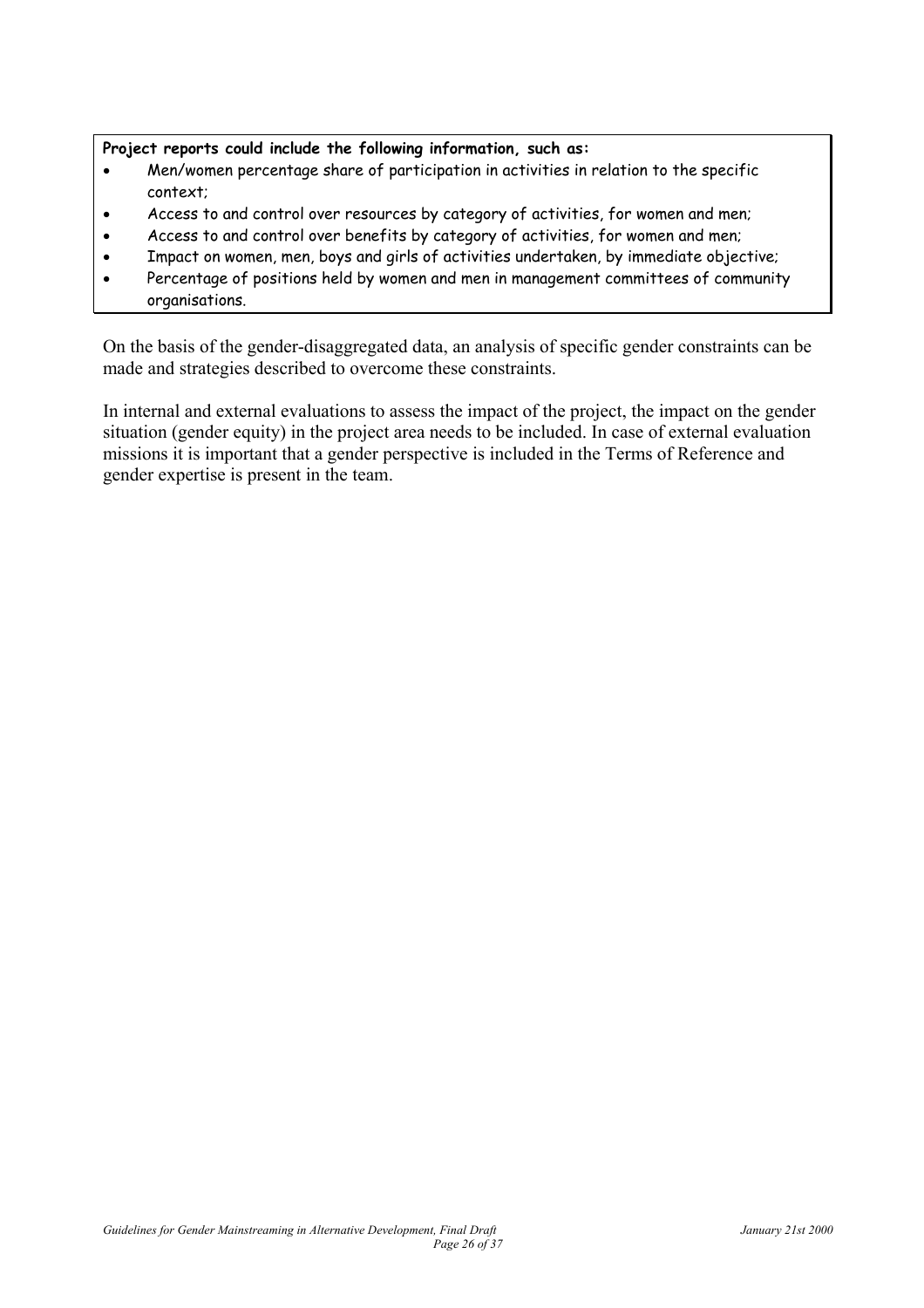**Project reports could include the following information, such as:**

- Men/women percentage share of participation in activities in relation to the specific context;
- Access to and control over resources by category of activities, for women and men;
- Access to and control over benefits by category of activities, for women and men;
- Impact on women, men, boys and girls of activities undertaken, by immediate objective;
- Percentage of positions held by women and men in management committees of community organisations.

On the basis of the gender-disaggregated data, an analysis of specific gender constraints can be made and strategies described to overcome these constraints.

In internal and external evaluations to assess the impact of the project, the impact on the gender situation (gender equity) in the project area needs to be included. In case of external evaluation missions it is important that a gender perspective is included in the Terms of Reference and gender expertise is present in the team.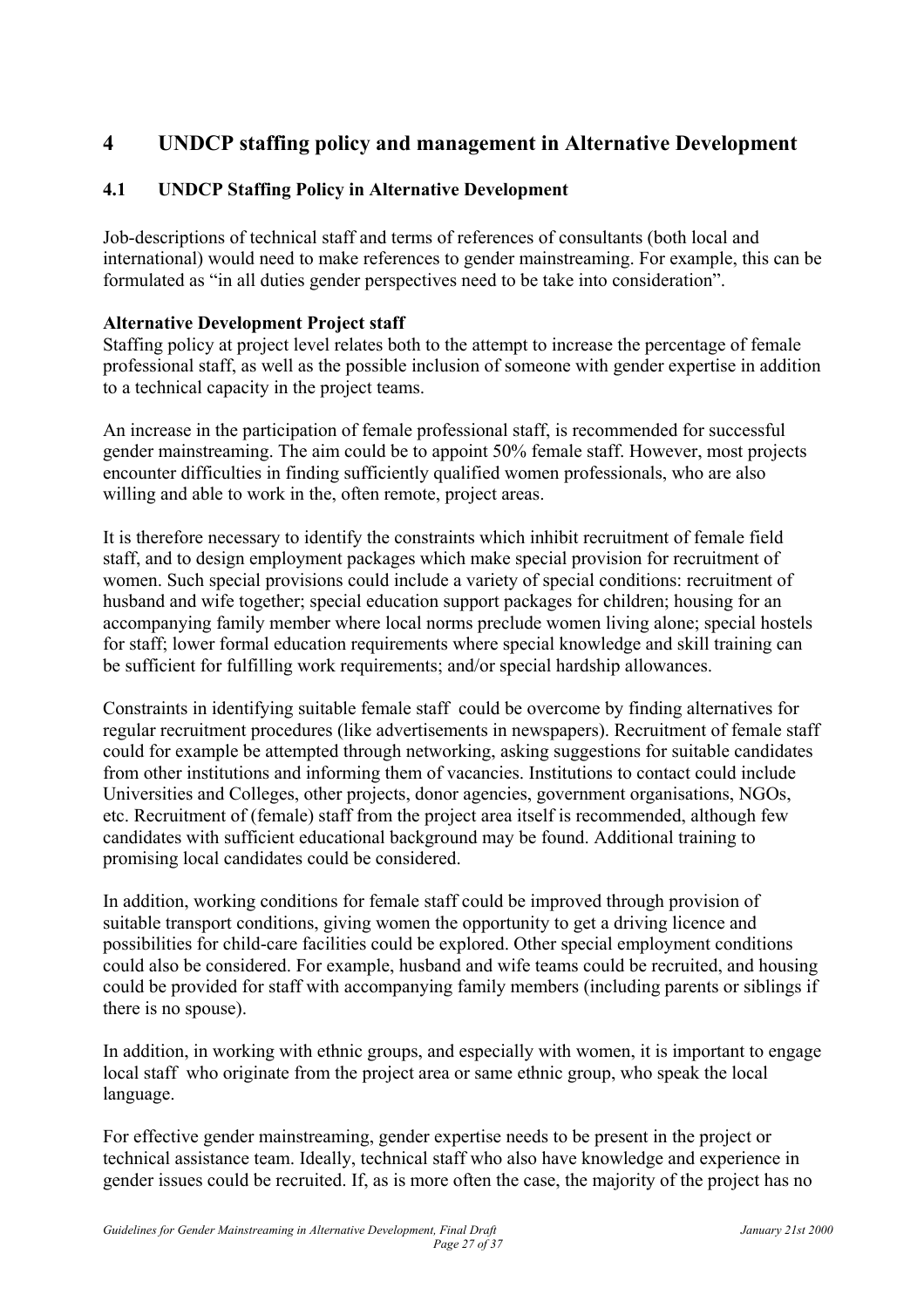# 4 UNDCP staffing policy and management in Alternative Development

## 4.1 UNDCP Staffing Policy in Alternative Development

Job-descriptions of technical staff and terms of references of consultants (both local and international) would need to make references to gender mainstreaming. For example, this can be formulated as "in all duties gender perspectives need to be take into consideration".

**Alternative Development Project staff**

Staffing policy at project level relates both to the attempt to increase the percentage of female professional staff, as well as the possible inclusion of someone with gender expertise in addition to a technical capacity in the project teams.

An increase in the participation of female professional staff, is recommended for successful gender mainstreaming. The aim could be to appoint 50% female staff. However, most projects encounter difficulties in finding sufficiently qualified women professionals, who are also willing and able to work in the, often remote, project areas.

It is therefore necessary to identify the constraints which inhibit recruitment of female field staff, and to design employment packages which make special provision for recruitment of women. Such special provisions could include a variety of special conditions: recruitment of husband and wife together; special education support packages for children; housing for an accompanying family member where local norms preclude women living alone; special hostels for staff; lower formal education requirements where special knowledge and skill training can be sufficient for fulfilling work requirements; and/or special hardship allowances.

Constraints in identifying suitable female staff could be overcome by finding alternatives for regular recruitment procedures (like advertisements in newspapers). Recruitment of female staff could for example be attempted through networking, asking suggestions for suitable candidates from other institutions and informing them of vacancies. Institutions to contact could include Universities and Colleges, other projects, donor agencies, government organisations, NGOs, etc. Recruitment of (female) staff from the project area itself is recommended, although few candidates with sufficient educational background may be found. Additional training to promising local candidates could be considered.

In addition, working conditions for female staff could be improved through provision of suitable transport conditions, giving women the opportunity to get a driving licence and possibilities for child-care facilities could be explored. Other special employment conditions could also be considered. For example, husband and wife teams could be recruited, and housing could be provided for staff with accompanying family members (including parents or siblings if there is no spouse).

In addition, in working with ethnic groups, and especially with women, it is important to engage local staff who originate from the project area or same ethnic group, who speak the local language.

For effective gender mainstreaming, gender expertise needs to be present in the project or technical assistance team. Ideally, technical staff who also have knowledge and experience in gender issues could be recruited. If, as is more often the case, the majority of the project has no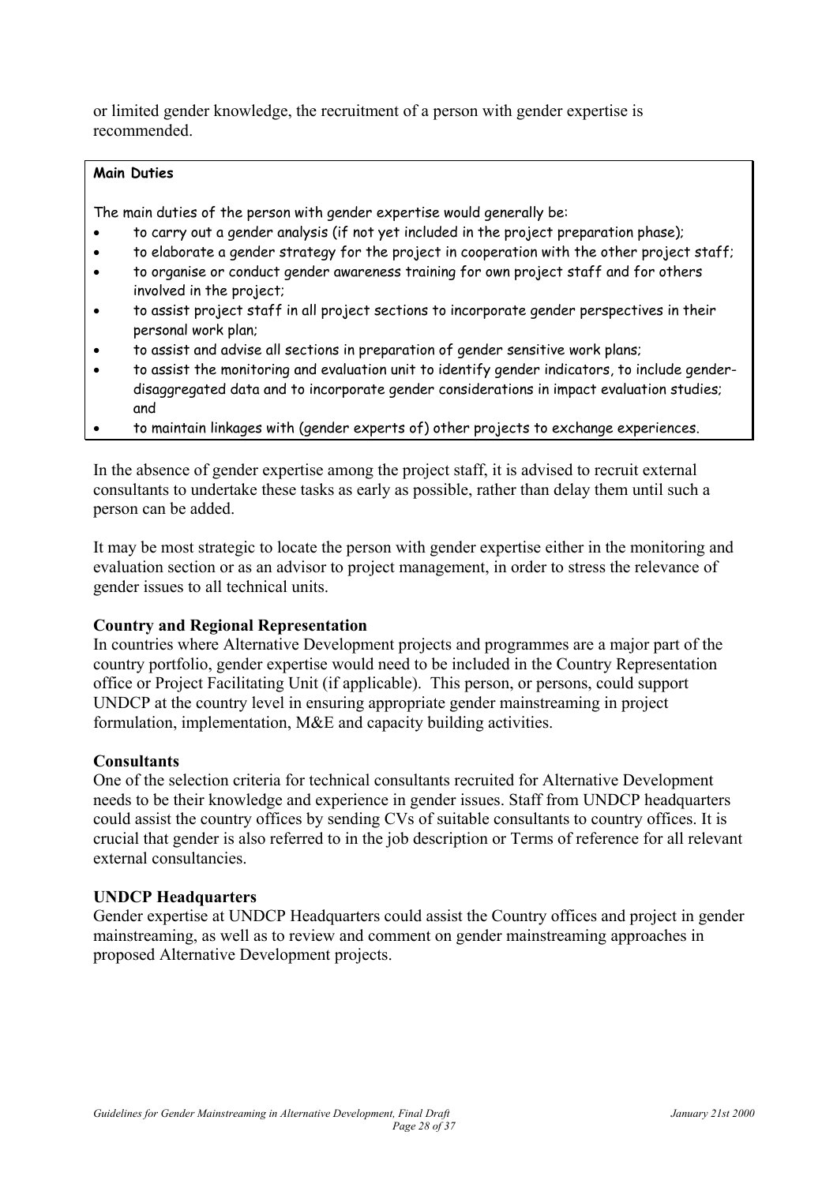or limited gender knowledge, the recruitment of a person with gender expertise is recommended.

**Main Duties**

The main duties of the person with gender expertise would generally be:

- to carry out a gender analysis (if not yet included in the project preparation phase);
- to elaborate a gender strategy for the project in cooperation with the other project staff;
- to organise or conduct gender awareness training for own project staff and for others involved in the project;
- to assist project staff in all project sections to incorporate gender perspectives in their personal work plan;
- to assist and advise all sections in preparation of gender sensitive work plans;
- to assist the monitoring and evaluation unit to identify gender indicators, to include gender-disaggregated data and to incorporate gender considerations in impact evaluation studies; and
- to maintain linkages with (gender experts of) other projects to exchange experiences.

In the absence of gender expertise among the project staff, it is advised to recruit external consultants to undertake these tasks as early as possible, rather than delay them until such a person can be added.

It may be most strategic to locate the person with gender expertise either in the monitoring and evaluation section or as an advisor to project management, in order to stress the relevance of gender issues to all technical units.

**Country and Regional Representation**

In countries where Alternative Development projects and programmes are a major part of the country portfolio, gender expertise would need to be included in the Country Representation office or Project Facilitating Unit (if applicable). This person, or persons, could support UNDCP at the country level in ensuring appropriate gender mainstreaming in project formulation, implementation, M&E and capacity building activities.

**Consultants**

One of the selection criteria for technical consultants recruited for Alternative Development needs to be their knowledge and experience in gender issues. Staff from UNDCP headquarters could assist the country offices by sending CVs of suitable consultants to country offices. It is crucial that gender is also referred to in the job description or Terms of reference for all relevant external consultancies.

**UNDCP Headquarters**

Gender expertise at UNDCP Headquarters could assist the Country offices and project in gender mainstreaming, as well as to review and comment on gender mainstreaming approaches in proposed Alternative Development projects.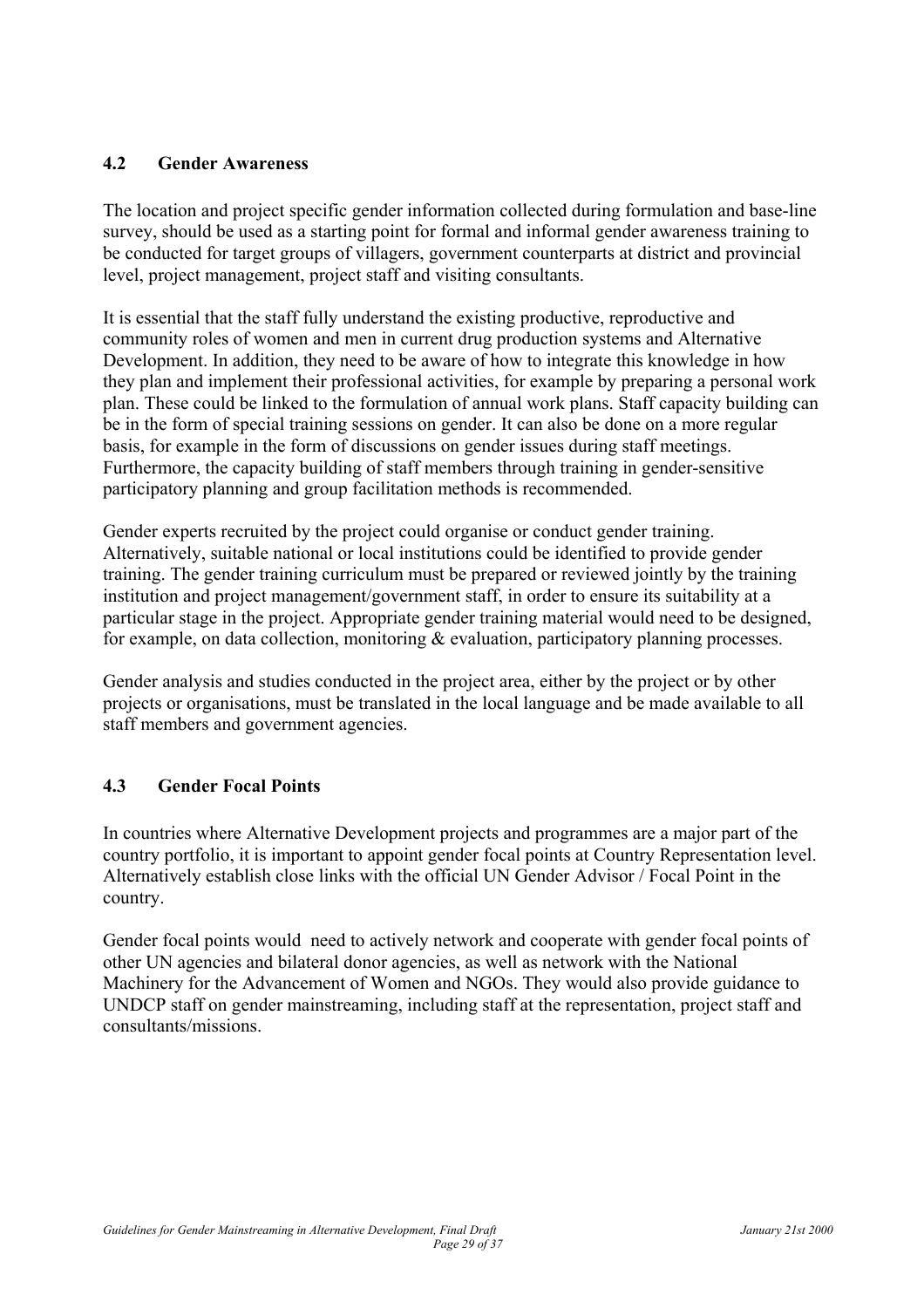### 4.2 Gender Awareness

The location and project specific gender information collected during formulation and base-line survey, should be used as a starting point for formal and informal gender awareness training to be conducted for target groups of villagers, government counterparts at district and provincial level, project management, project staff and visiting consultants.

It is essential that the staff fully understand the existing productive, reproductive and community roles of women and men in current drug production systems and Alternative Development. In addition, they need to be aware of how to integrate this knowledge in how they plan and implement their professional activities, for example by preparing a personal work plan. These could be linked to the formulation of annual work plans. Staff capacity building can be in the form of special training sessions on gender. It can also be done on a more regular basis, for example in the form of discussions on gender issues during staff meetings. Furthermore, the capacity building of staff members through training in gender-sensitive participatory planning and group facilitation methods is recommended.

Gender experts recruited by the project could organise or conduct gender training. Alternatively, suitable national or local institutions could be identified to provide gender training. The gender training curriculum must be prepared or reviewed jointly by the training institution and project management/government staff, in order to ensure its suitability at a particular stage in the project. Appropriate gender training material would need to be designed, for example, on data collection, monitoring & evaluation, participatory planning processes.

Gender analysis and studies conducted in the project area, either by the project or by other projects or organisations, must be translated in the local language and be made available to all staff members and government agencies.

### 4.3 Gender Focal Points

In countries where Alternative Development projects and programmes are a major part of the country portfolio, it is important to appoint gender focal points at Country Representation level. Alternatively establish close links with the official UN Gender Advisor / Focal Point in the country.

Gender focal points would need to actively network and cooperate with gender focal points of other UN agencies and bilateral donor agencies, as well as network with the National Machinery for the Advancement of Women and NGOs. They would also provide guidance to UNDCP staff on gender mainstreaming, including staff at the representation, project staff and consultants/missions.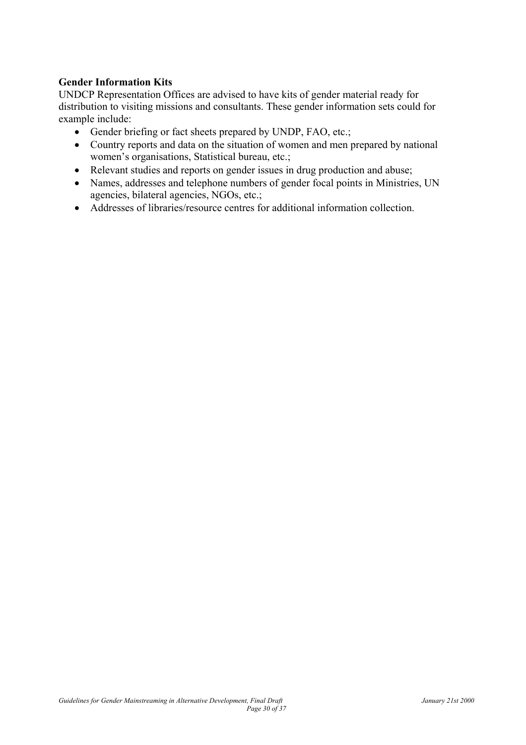**Gender Information Kits**

UNDCP Representation Offices are advised to have kits of gender material ready for distribution to visiting missions and consultants. These gender information sets could for example include:

- Gender briefing or fact sheets prepared by UNDP, FAO, etc.;
- Country reports and data on the situation of women and men prepared by national women's organisations, Statistical bureau, etc.;
- Relevant studies and reports on gender issues in drug production and abuse;
- Names, addresses and telephone numbers of gender focal points in Ministries, UN agencies, bilateral agencies, NGOs, etc.;
- Addresses of libraries/resource centres for additional information collection.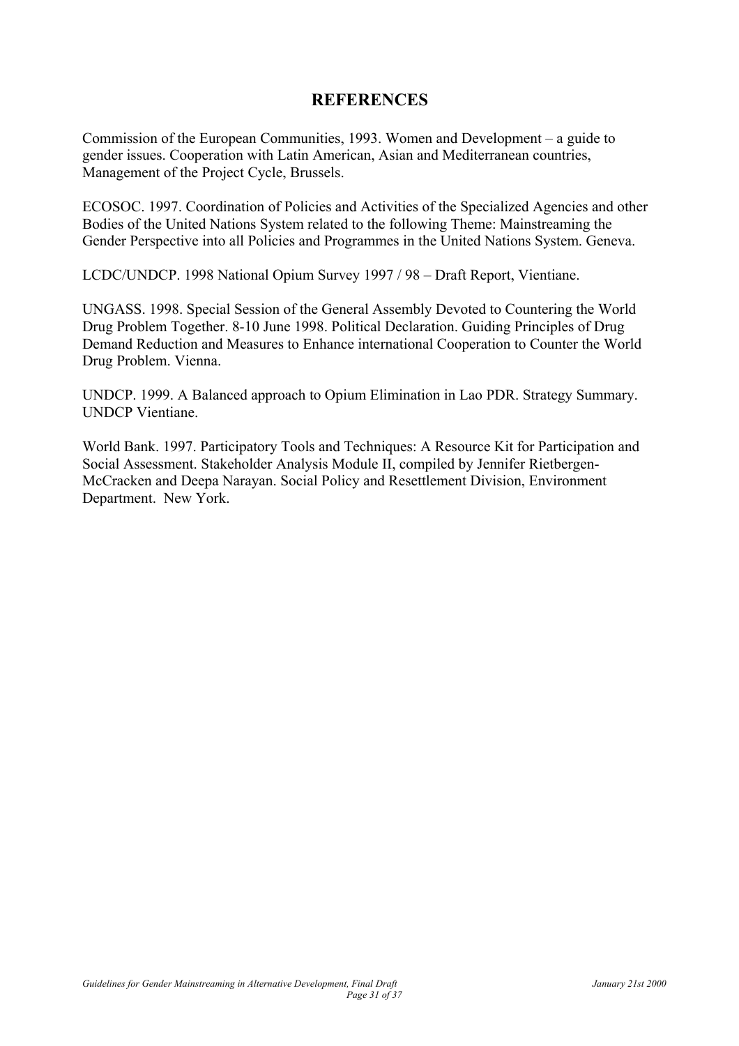## REFERENCES

Commission of the European Communities, 1993. Women and Development – a guide to gender issues. Cooperation with Latin American, Asian and Mediterranean countries, Management of the Project Cycle, Brussels.

ECOSOC. 1997. Coordination of Policies and Activities of the Specialized Agencies and other Bodies of the United Nations System related to the following Theme: Mainstreaming the Gender Perspective into all Policies and Programmes in the United Nations System. Geneva.

LCDC/UNDCP. 1998 National Opium Survey 1997 / 98 – Draft Report, Vientiane.

UNGASS. 1998. Special Session of the General Assembly Devoted to Countering the World Drug Problem Together. 8-10 June 1998. Political Declaration. Guiding Principles of Drug Demand Reduction and Measures to Enhance international Cooperation to Counter the World Drug Problem. Vienna.

UNDCP. 1999. A Balanced approach to Opium Elimination in Lao PDR. Strategy Summary. UNDCP Vientiane.

World Bank. 1997. Participatory Tools and Techniques: A Resource Kit for Participation and Social Assessment. Stakeholder Analysis Module II, compiled by Jennifer Rietbergen-McCracken and Deepa Narayan. Social Policy and Resettlement Division, Environment Department. New York.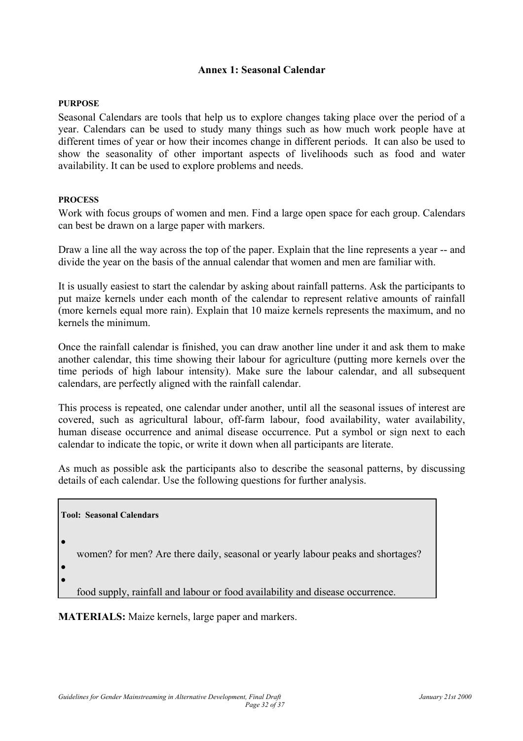## Annex 1: Seasonal Calendar

**PURPOSE**

Seasonal Calendars are tools that help us to explore changes taking place over the period of a year. Calendars can be used to study many things such as how much work people have at different times of year or how their incomes change in different periods. It can also be used to show the seasonality of other important aspects of livelihoods such as food and water availability. It can be used to explore problems and needs.

**PROCESS**

Work with focus groups of women and men. Find a large open space for each group. Calendars can best be drawn on a large paper with markers.

Draw a line all the way across the top of the paper. Explain that the line represents a year -- and divide the year on the basis of the annual calendar that women and men are familiar with.

It is usually easiest to start the calendar by asking about rainfall patterns. Ask the participants to put maize kernels under each month of the calendar to represent relative amounts of rainfall (more kernels equal more rain). Explain that 10 maize kernels represents the maximum, and no kernels the minimum.

Once the rainfall calendar is finished, you can draw another line under it and ask them to make another calendar, this time showing their labour for agriculture (putting more kernels over the time periods of high labour intensity). Make sure the labour calendar, and all subsequent calendars, are perfectly aligned with the rainfall calendar.

This process is repeated, one calendar under another, until all the seasonal issues of interest are covered, such as agricultural labour, off-farm labour, food availability, water availability, human disease occurrence and animal disease occurrence. Put a symbol or sign next to each calendar to indicate the topic, or write it down when all participants are literate.

As much as possible ask the participants also to describe the seasonal patterns, by discussing details of each calendar. Use the following questions for further analysis.

**Tool: Seasonal Calendars**

- 
  women? for men? Are there daily, seasonal or yearly labour peaks and shortages?
- 
- 
  food supply, rainfall and labour or food availability and disease occurrence.

**MATERIALS:** Maize kernels, large paper and markers.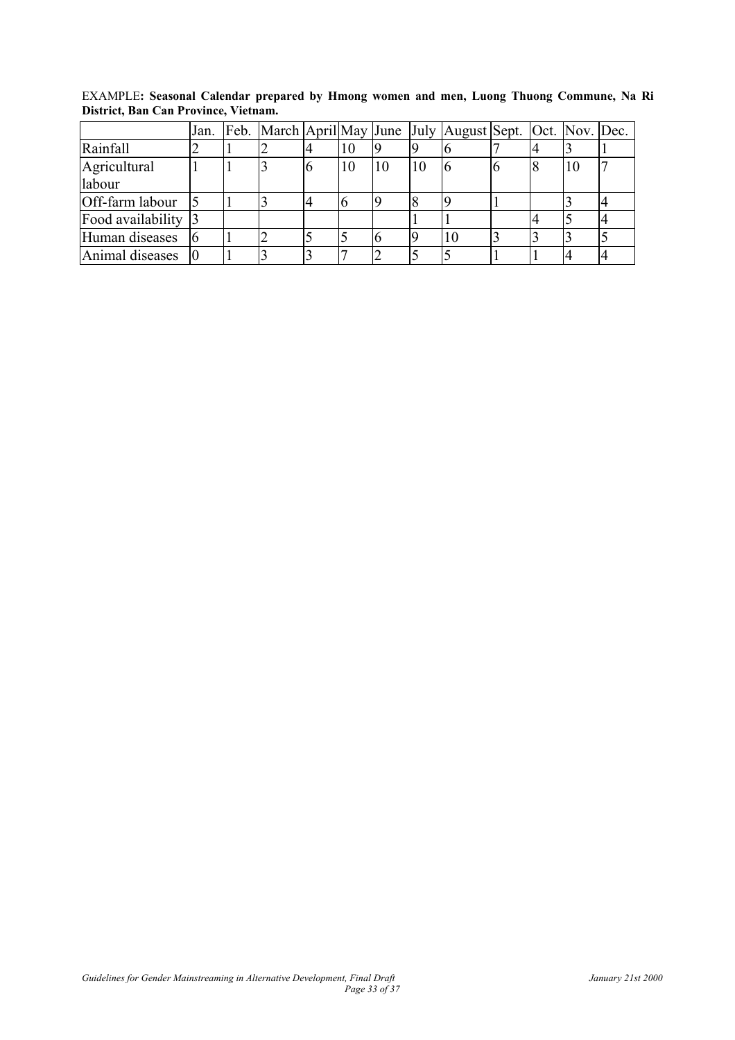EXAMPLE: **Seasonal Calendar prepared by Hmong women and men, Luong Thuong Commune, Na Ri District, Ban Can Province, Vietnam.**

| | Jan. | Feb. | March | April | May | June | July | August | Sept. | Oct. | Nov. | Dec. |
|---|---|---|---|---|---|---|---|---|---|---|---|---|
| Rainfall | 2 | 1 | 2 | 4 | 10 | 9 | 9 | 6 | 7 | 4 | 3 | 1 |
| Agricultural labour | 1 | 1 | 3 | 6 | 10 | 10 | 10 | 6 | 6 | 8 | 10 | 7 |
| Off-farm labour | 5 | 1 | 3 | 4 | 6 | 9 | 8 | 9 | 1 | | 3 | 4 |
| Food availability | 3 | | | | | | 1 | 1 | | 4 | 5 | 4 |
| Human diseases | 6 | 1 | 2 | 5 | 5 | 6 | 9 | 10 | 3 | 3 | 3 | 5 |
| Animal diseases | 0 | 1 | 3 | 3 | 7 | 2 | 5 | 5 | 1 | 1 | 4 | 4 |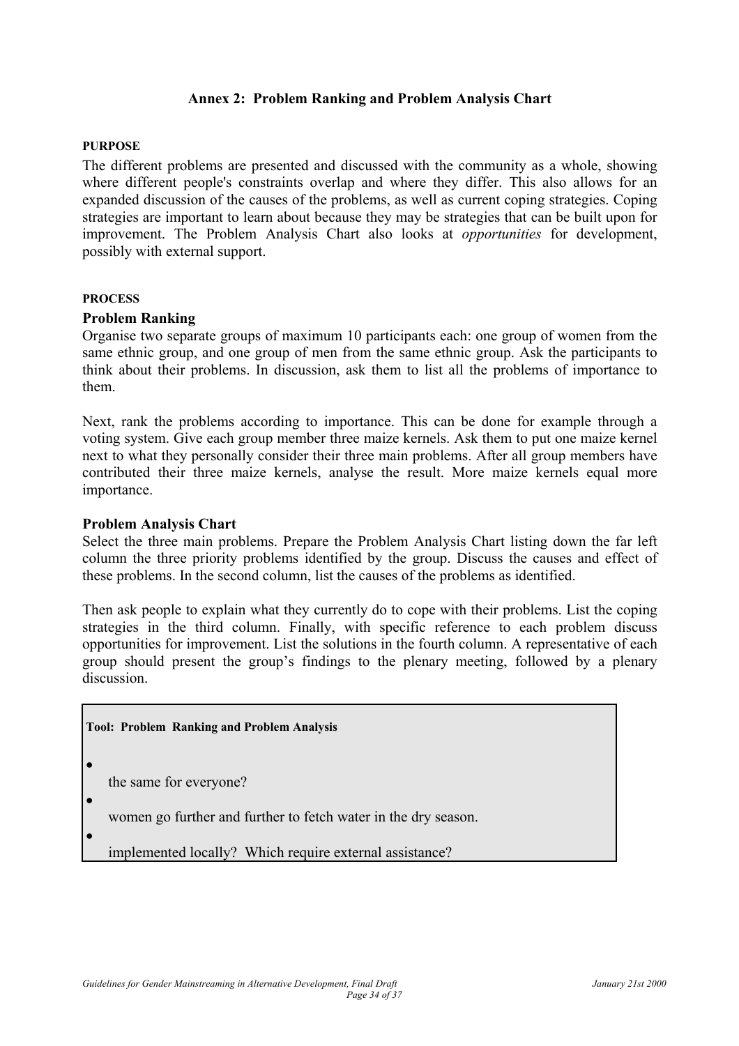## Annex 2: Problem Ranking and Problem Analysis Chart

**PURPOSE**

The different problems are presented and discussed with the community as a whole, showing where different people's constraints overlap and where they differ. This also allows for an expanded discussion of the causes of the problems, as well as current coping strategies. Coping strategies are important to learn about because they may be strategies that can be built upon for improvement. The Problem Analysis Chart also looks at *opportunities* for development, possibly with external support.

**PROCESS**

### Problem Ranking

Organise two separate groups of maximum 10 participants each: one group of women from the same ethnic group, and one group of men from the same ethnic group. Ask the participants to think about their problems. In discussion, ask them to list all the problems of importance to them.

Next, rank the problems according to importance. This can be done for example through a voting system. Give each group member three maize kernels. Ask them to put one maize kernel next to what they personally consider their three main problems. After all group members have contributed their three maize kernels, analyse the result. More maize kernels equal more importance.

### Problem Analysis Chart

Select the three main problems. Prepare the Problem Analysis Chart listing down the far left column the three priority problems identified by the group. Discuss the causes and effect of these problems. In the second column, list the causes of the problems as identified.

Then ask people to explain what they currently do to cope with their problems. List the coping strategies in the third column. Finally, with specific reference to each problem discuss opportunities for improvement. List the solutions in the fourth column. A representative of each group should present the group's findings to the plenary meeting, followed by a plenary discussion.

**Tool: Problem Ranking and Problem Analysis**

- the same for everyone?
- women go further and further to fetch water in the dry season.
- implemented locally? Which require external assistance?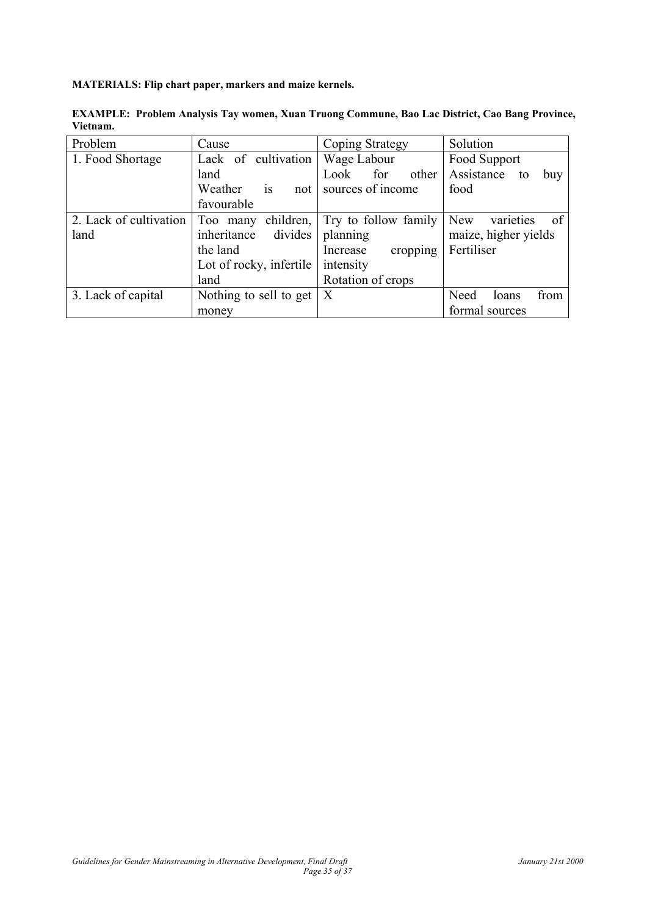**MATERIALS: Flip chart paper, markers and maize kernels.**

**EXAMPLE: Problem Analysis Tay women, Xuan Truong Commune, Bao Lac District, Cao Bang Province, Vietnam.**

| Problem | Cause | Coping Strategy | Solution |
|---|---|---|---|
| 1. Food Shortage | Lack of cultivation land<br>Weather is not favourable | Wage Labour<br>Look for other sources of income | Food Support<br>Assistance to buy food |
| 2. Lack of cultivation land | Too many children, inheritance divides the land<br>Lot of rocky, infertile land | Try to follow family planning<br>Increase cropping intensity<br>Rotation of crops | New varieties of maize, higher yields<br>Fertiliser |
| 3. Lack of capital | Nothing to sell to get money | X | Need loans from formal sources |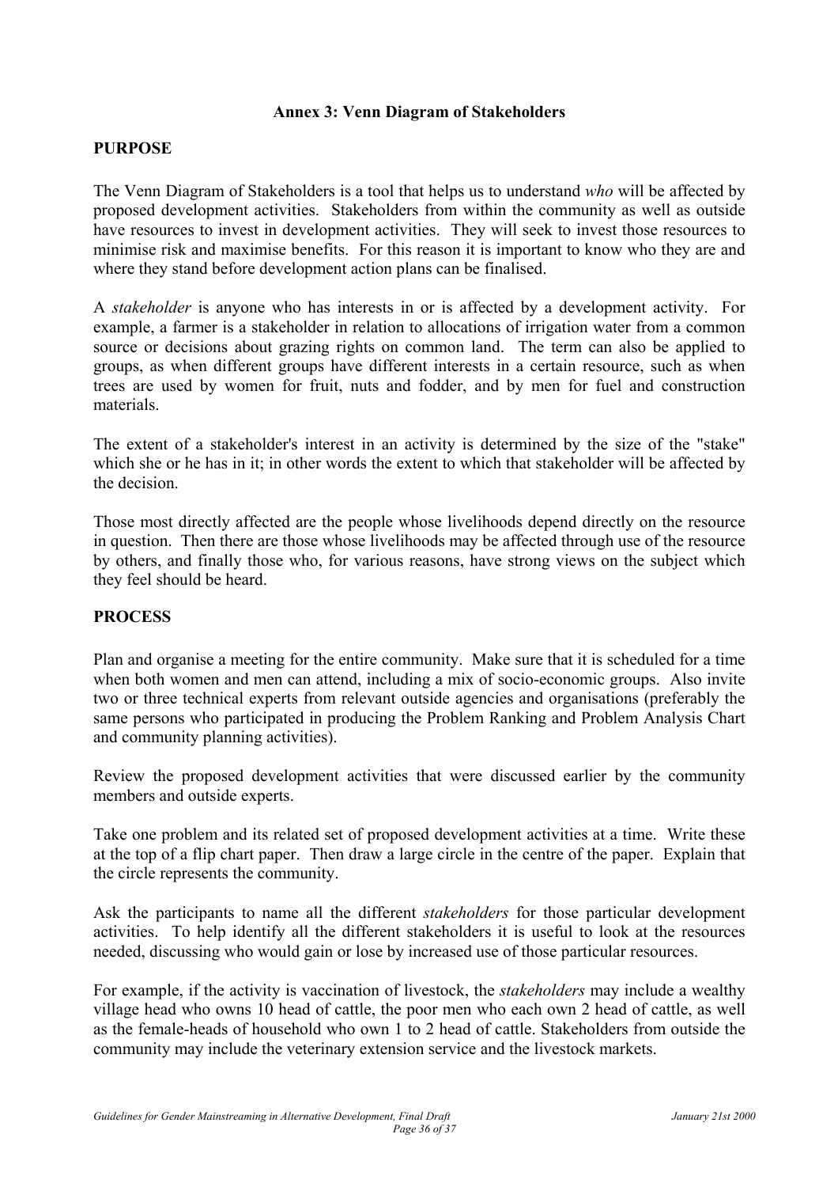## Annex 3: Venn Diagram of Stakeholders

### PURPOSE

The Venn Diagram of Stakeholders is a tool that helps us to understand *who* will be affected by proposed development activities. Stakeholders from within the community as well as outside have resources to invest in development activities. They will seek to invest those resources to minimise risk and maximise benefits. For this reason it is important to know who they are and where they stand before development action plans can be finalised.

A *stakeholder* is anyone who has interests in or is affected by a development activity. For example, a farmer is a stakeholder in relation to allocations of irrigation water from a common source or decisions about grazing rights on common land. The term can also be applied to groups, as when different groups have different interests in a certain resource, such as when trees are used by women for fruit, nuts and fodder, and by men for fuel and construction materials.

The extent of a stakeholder's interest in an activity is determined by the size of the "stake" which she or he has in it; in other words the extent to which that stakeholder will be affected by the decision.

Those most directly affected are the people whose livelihoods depend directly on the resource in question. Then there are those whose livelihoods may be affected through use of the resource by others, and finally those who, for various reasons, have strong views on the subject which they feel should be heard.

### PROCESS

Plan and organise a meeting for the entire community. Make sure that it is scheduled for a time when both women and men can attend, including a mix of socio-economic groups. Also invite two or three technical experts from relevant outside agencies and organisations (preferably the same persons who participated in producing the Problem Ranking and Problem Analysis Chart and community planning activities).

Review the proposed development activities that were discussed earlier by the community members and outside experts.

Take one problem and its related set of proposed development activities at a time. Write these at the top of a flip chart paper. Then draw a large circle in the centre of the paper. Explain that the circle represents the community.

Ask the participants to name all the different *stakeholders* for those particular development activities. To help identify all the different stakeholders it is useful to look at the resources needed, discussing who would gain or lose by increased use of those particular resources.

For example, if the activity is vaccination of livestock, the *stakeholders* may include a wealthy village head who owns 10 head of cattle, the poor men who each own 2 head of cattle, as well as the female-heads of household who own 1 to 2 head of cattle. Stakeholders from outside the community may include the veterinary extension service and the livestock markets.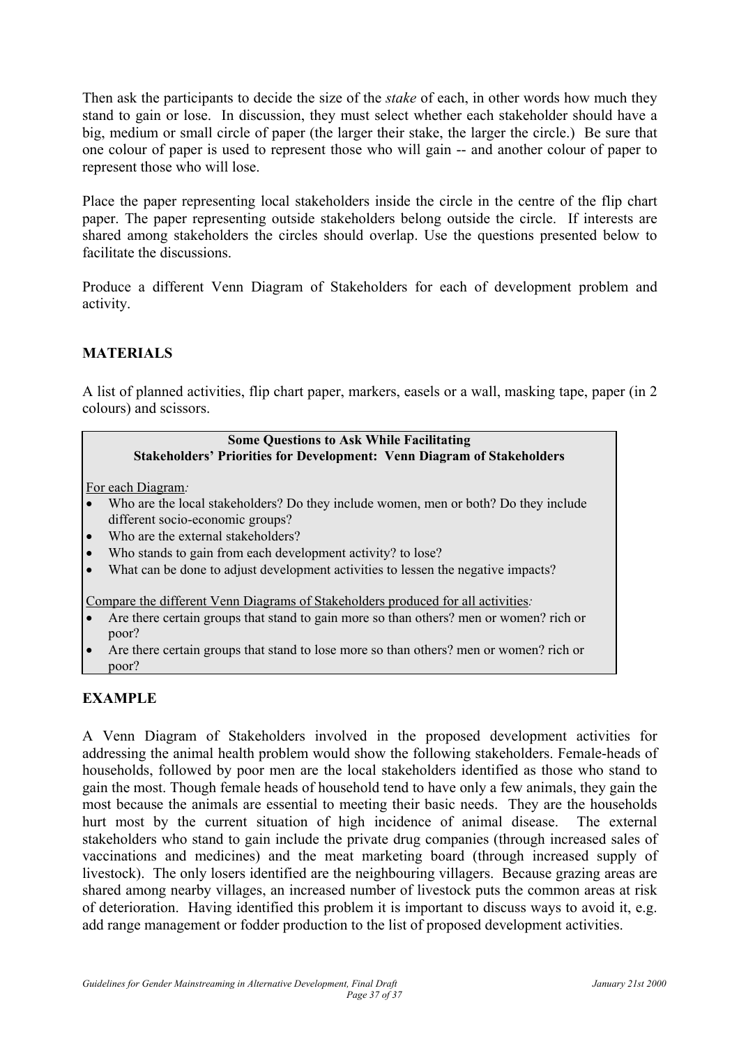Then ask the participants to decide the size of the *stake* of each, in other words how much they stand to gain or lose. In discussion, they must select whether each stakeholder should have a big, medium or small circle of paper (the larger their stake, the larger the circle.) Be sure that one colour of paper is used to represent those who will gain -- and another colour of paper to represent those who will lose.

Place the paper representing local stakeholders inside the circle in the centre of the flip chart paper. The paper representing outside stakeholders belong outside the circle. If interests are shared among stakeholders the circles should overlap. Use the questions presented below to facilitate the discussions.

Produce a different Venn Diagram of Stakeholders for each of development problem and activity.

## MATERIALS

A list of planned activities, flip chart paper, markers, easels or a wall, masking tape, paper (in 2 colours) and scissors.

**Some Questions to Ask While Facilitating**
**Stakeholders' Priorities for Development: Venn Diagram of Stakeholders**

For each Diagram*:*

- Who are the local stakeholders? Do they include women, men or both? Do they include different socio-economic groups?
- Who are the external stakeholders?
- Who stands to gain from each development activity? to lose?
- What can be done to adjust development activities to lessen the negative impacts?

Compare the different Venn Diagrams of Stakeholders produced for all activities*:*

- Are there certain groups that stand to gain more so than others? men or women? rich or poor?
- Are there certain groups that stand to lose more so than others? men or women? rich or poor?

## EXAMPLE

A Venn Diagram of Stakeholders involved in the proposed development activities for addressing the animal health problem would show the following stakeholders. Female-heads of households, followed by poor men are the local stakeholders identified as those who stand to gain the most. Though female heads of household tend to have only a few animals, they gain the most because the animals are essential to meeting their basic needs. They are the households hurt most by the current situation of high incidence of animal disease. The external stakeholders who stand to gain include the private drug companies (through increased sales of vaccinations and medicines) and the meat marketing board (through increased supply of livestock). The only losers identified are the neighbouring villagers. Because grazing areas are shared among nearby villages, an increased number of livestock puts the common areas at risk of deterioration. Having identified this problem it is important to discuss ways to avoid it, e.g. add range management or fodder production to the list of proposed development activities.